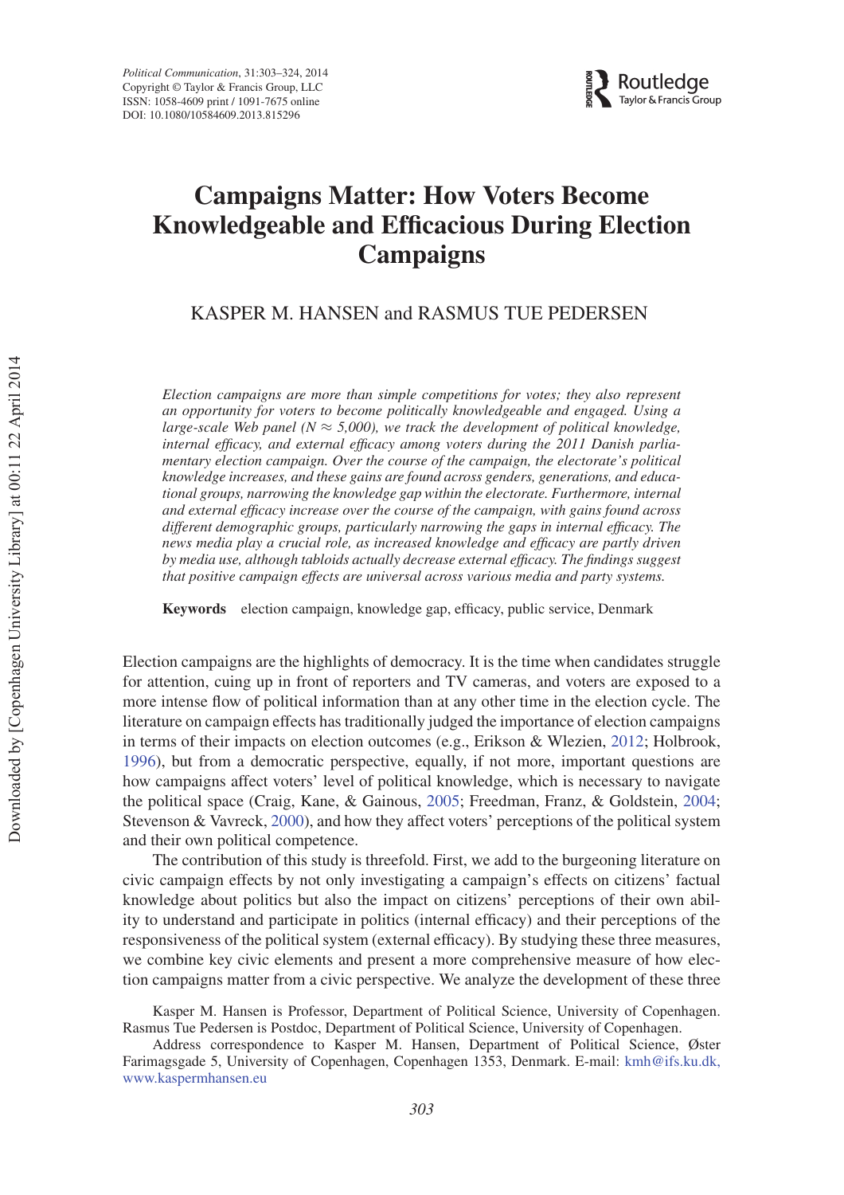# Campaigns Matter: How Voters Become Knowledgeable and Efficacious During Election Campaigns

KASPER M. HANSEN and RASMUS TUE PEDERSEN

*Election campaigns are more than simple competitions for votes; they also represent an opportunity for voters to become politically knowledgeable and engaged. Using a large-scale Web panel ($N \approx 5,000$), we track the development of political knowledge, internal efficacy, and external efficacy among voters during the 2011 Danish parliamentary election campaign. Over the course of the campaign, the electorate's political knowledge increases, and these gains are found across genders, generations, and educational groups, narrowing the knowledge gap within the electorate. Furthermore, internal and external efficacy increase over the course of the campaign, with gains found across different demographic groups, particularly narrowing the gaps in internal efficacy. The news media play a crucial role, as increased knowledge and efficacy are partly driven by media use, although tabloids actually decrease external efficacy. The findings suggest that positive campaign effects are universal across various media and party systems.*

**Keywords** election campaign, knowledge gap, efficacy, public service, Denmark

Election campaigns are the highlights of democracy. It is the time when candidates struggle for attention, cuing up in front of reporters and TV cameras, and voters are exposed to a more intense flow of political information than at any other time in the election cycle. The literature on campaign effects has traditionally judged the importance of election campaigns in terms of their impacts on election outcomes (e.g., Erikson & Wlezien, 2012; Holbrook, 1996), but from a democratic perspective, equally, if not more, important questions are how campaigns affect voters' level of political knowledge, which is necessary to navigate the political space (Craig, Kane, & Gainous, 2005; Freedman, Franz, & Goldstein, 2004; Stevenson & Vavreck, 2000), and how they affect voters' perceptions of the political system and their own political competence.

The contribution of this study is threefold. First, we add to the burgeoning literature on civic campaign effects by not only investigating a campaign's effects on citizens' factual knowledge about politics but also the impact on citizens' perceptions of their own ability to understand and participate in politics (internal efficacy) and their perceptions of the responsiveness of the political system (external efficacy). By studying these three measures, we combine key civic elements and present a more comprehensive measure of how election campaigns matter from a civic perspective. We analyze the development of these three

Kasper M. Hansen is Professor, Department of Political Science, University of Copenhagen. Rasmus Tue Pedersen is Postdoc, Department of Political Science, University of Copenhagen.

Address correspondence to Kasper M. Hansen, Department of Political Science, Øster Farimagsgade 5, University of Copenhagen, Copenhagen 1353, Denmark. E-mail: kmh@ifs.ku.dk, www.kaspermhansen.eu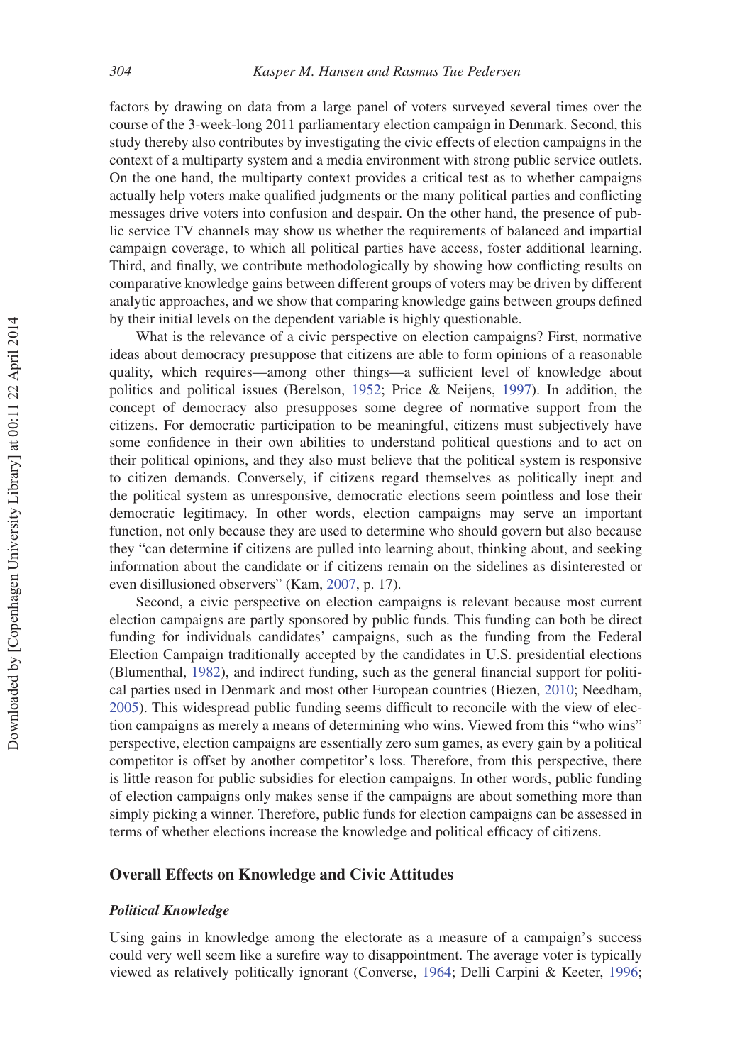factors by drawing on data from a large panel of voters surveyed several times over the course of the 3-week-long 2011 parliamentary election campaign in Denmark. Second, this study thereby also contributes by investigating the civic effects of election campaigns in the context of a multiparty system and a media environment with strong public service outlets. On the one hand, the multiparty context provides a critical test as to whether campaigns actually help voters make qualified judgments or the many political parties and conflicting messages drive voters into confusion and despair. On the other hand, the presence of public service TV channels may show us whether the requirements of balanced and impartial campaign coverage, to which all political parties have access, foster additional learning. Third, and finally, we contribute methodologically by showing how conflicting results on comparative knowledge gains between different groups of voters may be driven by different analytic approaches, and we show that comparing knowledge gains between groups defined by their initial levels on the dependent variable is highly questionable.

What is the relevance of a civic perspective on election campaigns? First, normative ideas about democracy presuppose that citizens are able to form opinions of a reasonable quality, which requires—among other things—a sufficient level of knowledge about politics and political issues (Berelson, 1952; Price & Neijens, 1997). In addition, the concept of democracy also presupposes some degree of normative support from the citizens. For democratic participation to be meaningful, citizens must subjectively have some confidence in their own abilities to understand political questions and to act on their political opinions, and they also must believe that the political system is responsive to citizen demands. Conversely, if citizens regard themselves as politically inept and the political system as unresponsive, democratic elections seem pointless and lose their democratic legitimacy. In other words, election campaigns may serve an important function, not only because they are used to determine who should govern but also because they "can determine if citizens are pulled into learning about, thinking about, and seeking information about the candidate or if citizens remain on the sidelines as disinterested or even disillusioned observers" (Kam, 2007, p. 17).

Second, a civic perspective on election campaigns is relevant because most current election campaigns are partly sponsored by public funds. This funding can both be direct funding for individuals candidates' campaigns, such as the funding from the Federal Election Campaign traditionally accepted by the candidates in U.S. presidential elections (Blumenthal, 1982), and indirect funding, such as the general financial support for political parties used in Denmark and most other European countries (Biezen, 2010; Needham, 2005). This widespread public funding seems difficult to reconcile with the view of election campaigns as merely a means of determining who wins. Viewed from this "who wins" perspective, election campaigns are essentially zero sum games, as every gain by a political competitor is offset by another competitor's loss. Therefore, from this perspective, there is little reason for public subsidies for election campaigns. In other words, public funding of election campaigns only makes sense if the campaigns are about something more than simply picking a winner. Therefore, public funds for election campaigns can be assessed in terms of whether elections increase the knowledge and political efficacy of citizens.

## Overall Effects on Knowledge and Civic Attitudes

### *Political Knowledge*

Using gains in knowledge among the electorate as a measure of a campaign's success could very well seem like a surefire way to disappointment. The average voter is typically viewed as relatively politically ignorant (Converse, 1964; Delli Carpini & Keeter, 1996;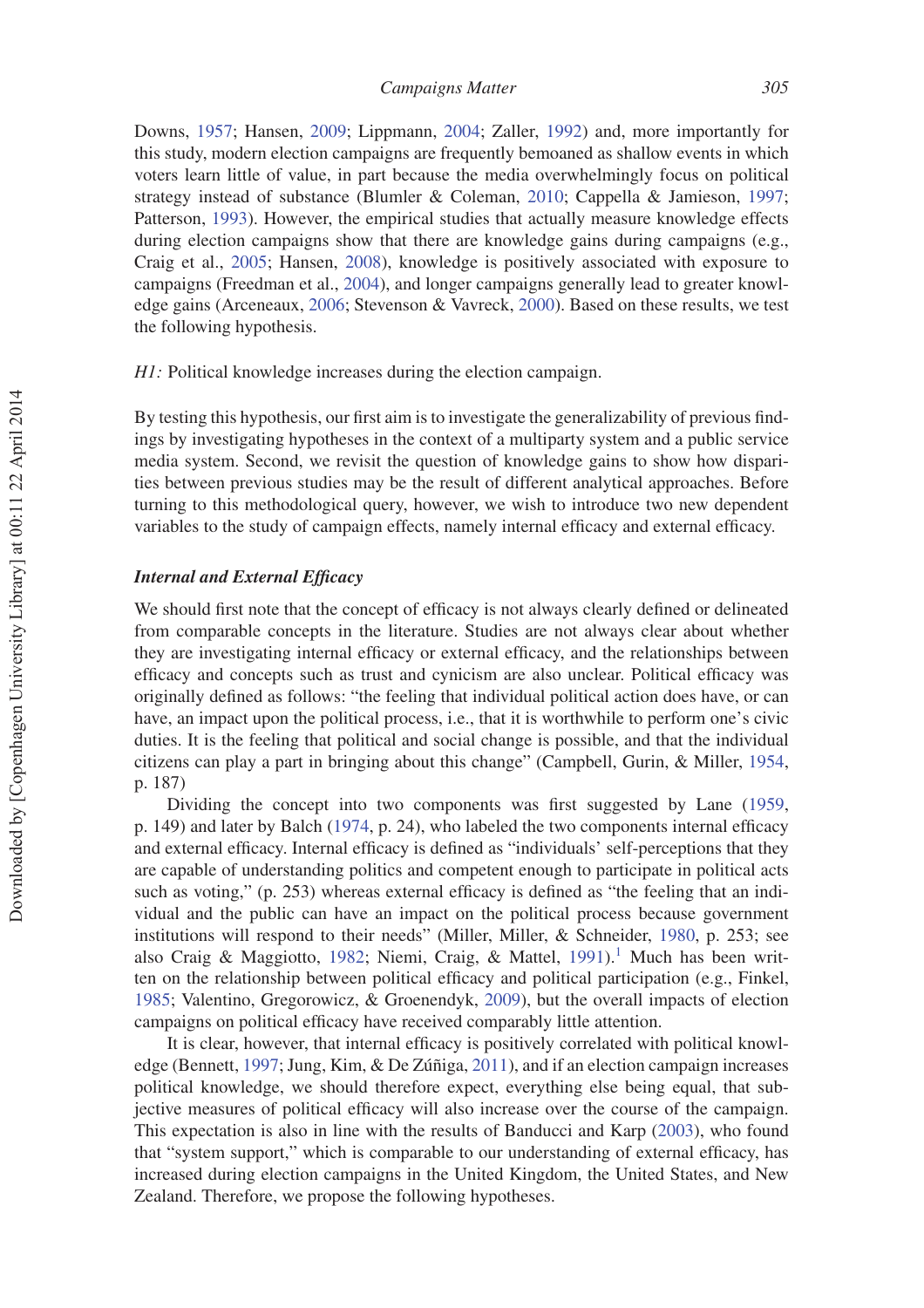Downs, 1957; Hansen, 2009; Lippmann, 2004; Zaller, 1992) and, more importantly for this study, modern election campaigns are frequently bemoaned as shallow events in which voters learn little of value, in part because the media overwhelmingly focus on political strategy instead of substance (Blumler & Coleman, 2010; Cappella & Jamieson, 1997; Patterson, 1993). However, the empirical studies that actually measure knowledge effects during election campaigns show that there are knowledge gains during campaigns (e.g., Craig et al., 2005; Hansen, 2008), knowledge is positively associated with exposure to campaigns (Freedman et al., 2004), and longer campaigns generally lead to greater knowledge gains (Arceneaux, 2006; Stevenson & Vavreck, 2000). Based on these results, we test the following hypothesis.

*H1:* Political knowledge increases during the election campaign.

By testing this hypothesis, our first aim is to investigate the generalizability of previous findings by investigating hypotheses in the context of a multiparty system and a public service media system. Second, we revisit the question of knowledge gains to show how disparities between previous studies may be the result of different analytical approaches. Before turning to this methodological query, however, we wish to introduce two new dependent variables to the study of campaign effects, namely internal efficacy and external efficacy.

### *Internal and External Efficacy*

We should first note that the concept of efficacy is not always clearly defined or delineated from comparable concepts in the literature. Studies are not always clear about whether they are investigating internal efficacy or external efficacy, and the relationships between efficacy and concepts such as trust and cynicism are also unclear. Political efficacy was originally defined as follows: "the feeling that individual political action does have, or can have, an impact upon the political process, i.e., that it is worthwhile to perform one's civic duties. It is the feeling that political and social change is possible, and that the individual citizens can play a part in bringing about this change" (Campbell, Gurin, & Miller, 1954, p. 187)

Dividing the concept into two components was first suggested by Lane (1959, p. 149) and later by Balch (1974, p. 24), who labeled the two components internal efficacy and external efficacy. Internal efficacy is defined as "individuals' self-perceptions that they are capable of understanding politics and competent enough to participate in political acts such as voting," (p. 253) whereas external efficacy is defined as "the feeling that an individual and the public can have an impact on the political process because government institutions will respond to their needs" (Miller, Miller, & Schneider, 1980, p. 253; see also Craig & Maggiotto, 1982; Niemi, Craig, & Mattel, 1991).[1] Much has been written on the relationship between political efficacy and political participation (e.g., Finkel, 1985; Valentino, Gregorowicz, & Groenendyk, 2009), but the overall impacts of election campaigns on political efficacy have received comparably little attention.

It is clear, however, that internal efficacy is positively correlated with political knowledge (Bennett, 1997; Jung, Kim, & De Zúñiga, 2011), and if an election campaign increases political knowledge, we should therefore expect, everything else being equal, that subjective measures of political efficacy will also increase over the course of the campaign. This expectation is also in line with the results of Banducci and Karp (2003), who found that "system support," which is comparable to our understanding of external efficacy, has increased during election campaigns in the United Kingdom, the United States, and New Zealand. Therefore, we propose the following hypotheses.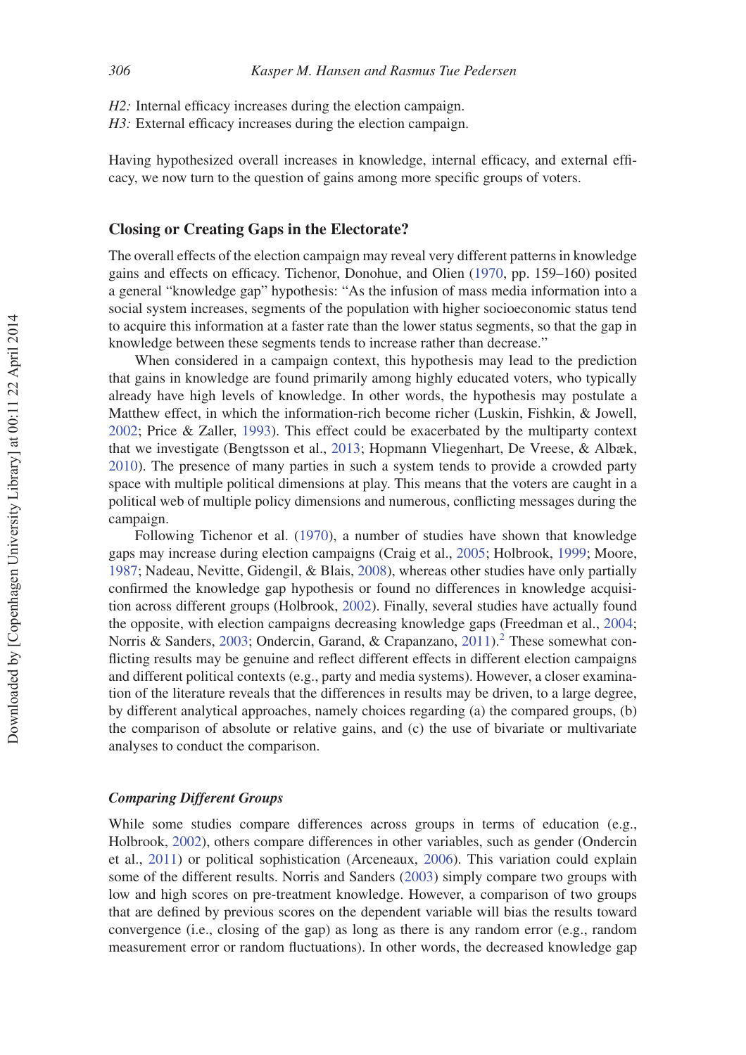*H2:* Internal efficacy increases during the election campaign.
*H3:* External efficacy increases during the election campaign.

Having hypothesized overall increases in knowledge, internal efficacy, and external efficacy, we now turn to the question of gains among more specific groups of voters.

## Closing or Creating Gaps in the Electorate?

The overall effects of the election campaign may reveal very different patterns in knowledge gains and effects on efficacy. Tichenor, Donohue, and Olien (1970, pp. 159–160) posited a general "knowledge gap" hypothesis: "As the infusion of mass media information into a social system increases, segments of the population with higher socioeconomic status tend to acquire this information at a faster rate than the lower status segments, so that the gap in knowledge between these segments tends to increase rather than decrease."

When considered in a campaign context, this hypothesis may lead to the prediction that gains in knowledge are found primarily among highly educated voters, who typically already have high levels of knowledge. In other words, the hypothesis may postulate a Matthew effect, in which the information-rich become richer (Luskin, Fishkin, & Jowell, 2002; Price & Zaller, 1993). This effect could be exacerbated by the multiparty context that we investigate (Bengtsson et al., 2013; Hopmann Vliegenhart, De Vreese, & Albæk, 2010). The presence of many parties in such a system tends to provide a crowded party space with multiple political dimensions at play. This means that the voters are caught in a political web of multiple policy dimensions and numerous, conflicting messages during the campaign.

Following Tichenor et al. (1970), a number of studies have shown that knowledge gaps may increase during election campaigns (Craig et al., 2005; Holbrook, 1999; Moore, 1987; Nadeau, Nevitte, Gidengil, & Blais, 2008), whereas other studies have only partially confirmed the knowledge gap hypothesis or found no differences in knowledge acquisition across different groups (Holbrook, 2002). Finally, several studies have actually found the opposite, with election campaigns decreasing knowledge gaps (Freedman et al., 2004; Norris & Sanders, 2003; Ondercin, Garand, & Crapanzano, 2011).[2] These somewhat conflicting results may be genuine and reflect different effects in different election campaigns and different political contexts (e.g., party and media systems). However, a closer examination of the literature reveals that the differences in results may be driven, to a large degree, by different analytical approaches, namely choices regarding (a) the compared groups, (b) the comparison of absolute or relative gains, and (c) the use of bivariate or multivariate analyses to conduct the comparison.

### *Comparing Different Groups*

While some studies compare differences across groups in terms of education (e.g., Holbrook, 2002), others compare differences in other variables, such as gender (Ondercin et al., 2011) or political sophistication (Arceneaux, 2006). This variation could explain some of the different results. Norris and Sanders (2003) simply compare two groups with low and high scores on pre-treatment knowledge. However, a comparison of two groups that are defined by previous scores on the dependent variable will bias the results toward convergence (i.e., closing of the gap) as long as there is any random error (e.g., random measurement error or random fluctuations). In other words, the decreased knowledge gap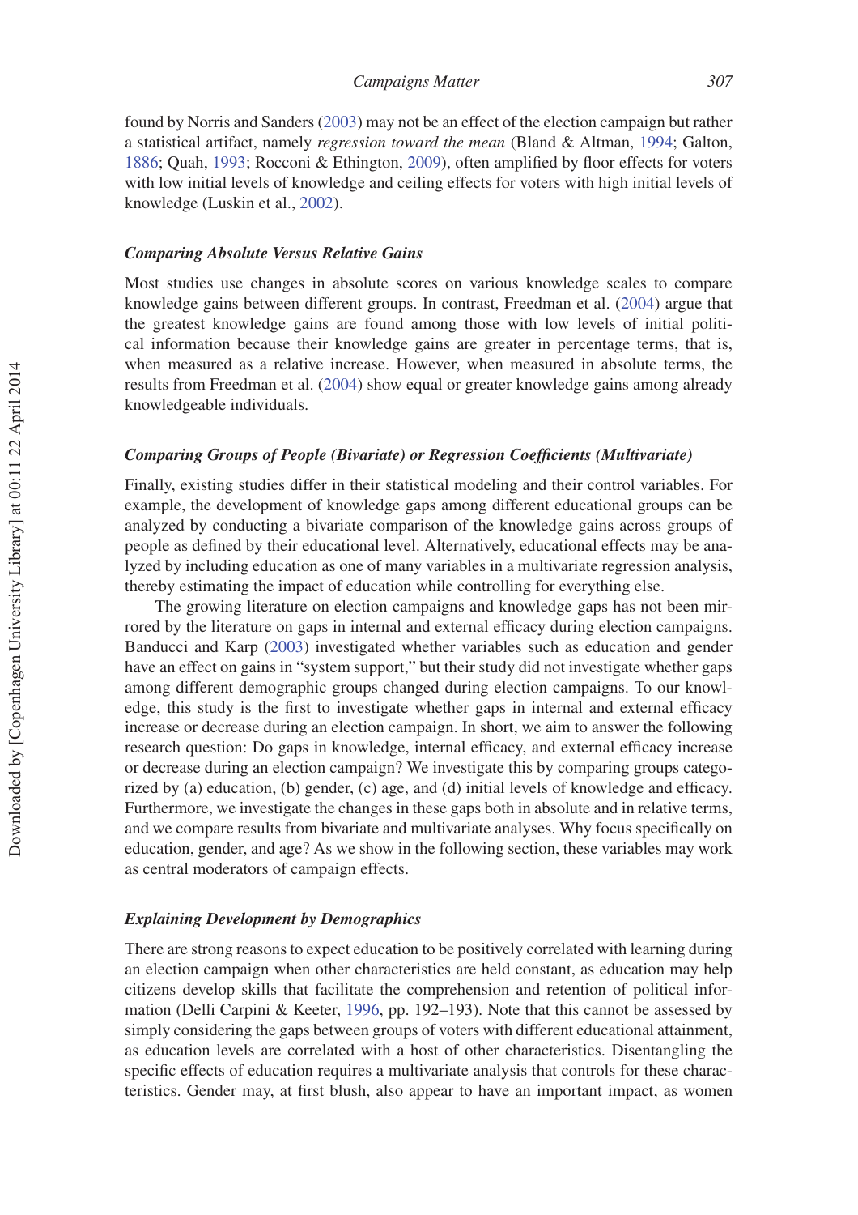found by Norris and Sanders (2003) may not be an effect of the election campaign but rather a statistical artifact, namely *regression toward the mean* (Bland & Altman, 1994; Galton, 1886; Quah, 1993; Rocconi & Ethington, 2009), often amplified by floor effects for voters with low initial levels of knowledge and ceiling effects for voters with high initial levels of knowledge (Luskin et al., 2002).

### *Comparing Absolute Versus Relative Gains*

Most studies use changes in absolute scores on various knowledge scales to compare knowledge gains between different groups. In contrast, Freedman et al. (2004) argue that the greatest knowledge gains are found among those with low levels of initial political information because their knowledge gains are greater in percentage terms, that is, when measured as a relative increase. However, when measured in absolute terms, the results from Freedman et al. (2004) show equal or greater knowledge gains among already knowledgeable individuals.

### *Comparing Groups of People (Bivariate) or Regression Coefficients (Multivariate)*

Finally, existing studies differ in their statistical modeling and their control variables. For example, the development of knowledge gaps among different educational groups can be analyzed by conducting a bivariate comparison of the knowledge gains across groups of people as defined by their educational level. Alternatively, educational effects may be analyzed by including education as one of many variables in a multivariate regression analysis, thereby estimating the impact of education while controlling for everything else.

The growing literature on election campaigns and knowledge gaps has not been mirrored by the literature on gaps in internal and external efficacy during election campaigns. Banducci and Karp (2003) investigated whether variables such as education and gender have an effect on gains in "system support," but their study did not investigate whether gaps among different demographic groups changed during election campaigns. To our knowledge, this study is the first to investigate whether gaps in internal and external efficacy increase or decrease during an election campaign. In short, we aim to answer the following research question: Do gaps in knowledge, internal efficacy, and external efficacy increase or decrease during an election campaign? We investigate this by comparing groups categorized by (a) education, (b) gender, (c) age, and (d) initial levels of knowledge and efficacy. Furthermore, we investigate the changes in these gaps both in absolute and in relative terms, and we compare results from bivariate and multivariate analyses. Why focus specifically on education, gender, and age? As we show in the following section, these variables may work as central moderators of campaign effects.

### *Explaining Development by Demographics*

There are strong reasons to expect education to be positively correlated with learning during an election campaign when other characteristics are held constant, as education may help citizens develop skills that facilitate the comprehension and retention of political information (Delli Carpini & Keeter, 1996, pp. 192–193). Note that this cannot be assessed by simply considering the gaps between groups of voters with different educational attainment, as education levels are correlated with a host of other characteristics. Disentangling the specific effects of education requires a multivariate analysis that controls for these characteristics. Gender may, at first blush, also appear to have an important impact, as women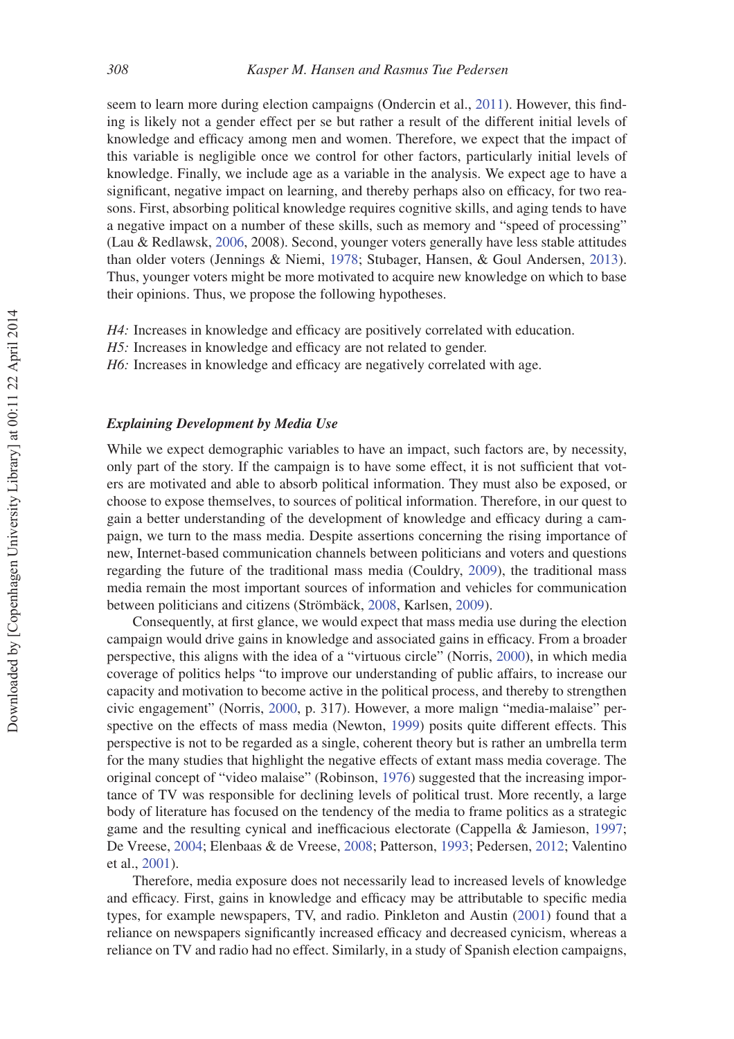seem to learn more during election campaigns (Ondercin et al., 2011). However, this finding is likely not a gender effect per se but rather a result of the different initial levels of knowledge and efficacy among men and women. Therefore, we expect that the impact of this variable is negligible once we control for other factors, particularly initial levels of knowledge. Finally, we include age as a variable in the analysis. We expect age to have a significant, negative impact on learning, and thereby perhaps also on efficacy, for two reasons. First, absorbing political knowledge requires cognitive skills, and aging tends to have a negative impact on a number of these skills, such as memory and "speed of processing" (Lau & Redlawsk, 2006, 2008). Second, younger voters generally have less stable attitudes than older voters (Jennings & Niemi, 1978; Stubager, Hansen, & Goul Andersen, 2013). Thus, younger voters might be more motivated to acquire new knowledge on which to base their opinions. Thus, we propose the following hypotheses.

*H4:* Increases in knowledge and efficacy are positively correlated with education.
*H5:* Increases in knowledge and efficacy are not related to gender.
*H6:* Increases in knowledge and efficacy are negatively correlated with age.

### *Explaining Development by Media Use*

While we expect demographic variables to have an impact, such factors are, by necessity, only part of the story. If the campaign is to have some effect, it is not sufficient that voters are motivated and able to absorb political information. They must also be exposed, or choose to expose themselves, to sources of political information. Therefore, in our quest to gain a better understanding of the development of knowledge and efficacy during a campaign, we turn to the mass media. Despite assertions concerning the rising importance of new, Internet-based communication channels between politicians and voters and questions regarding the future of the traditional mass media (Couldry, 2009), the traditional mass media remain the most important sources of information and vehicles for communication between politicians and citizens (Strömbäck, 2008, Karlsen, 2009).

Consequently, at first glance, we would expect that mass media use during the election campaign would drive gains in knowledge and associated gains in efficacy. From a broader perspective, this aligns with the idea of a "virtuous circle" (Norris, 2000), in which media coverage of politics helps "to improve our understanding of public affairs, to increase our capacity and motivation to become active in the political process, and thereby to strengthen civic engagement" (Norris, 2000, p. 317). However, a more malign "media-malaise" perspective on the effects of mass media (Newton, 1999) posits quite different effects. This perspective is not to be regarded as a single, coherent theory but is rather an umbrella term for the many studies that highlight the negative effects of extant mass media coverage. The original concept of "video malaise" (Robinson, 1976) suggested that the increasing importance of TV was responsible for declining levels of political trust. More recently, a large body of literature has focused on the tendency of the media to frame politics as a strategic game and the resulting cynical and inefficacious electorate (Cappella & Jamieson, 1997; De Vreese, 2004; Elenbaas & de Vreese, 2008; Patterson, 1993; Pedersen, 2012; Valentino et al., 2001).

Therefore, media exposure does not necessarily lead to increased levels of knowledge and efficacy. First, gains in knowledge and efficacy may be attributable to specific media types, for example newspapers, TV, and radio. Pinkleton and Austin (2001) found that a reliance on newspapers significantly increased efficacy and decreased cynicism, whereas a reliance on TV and radio had no effect. Similarly, in a study of Spanish election campaigns,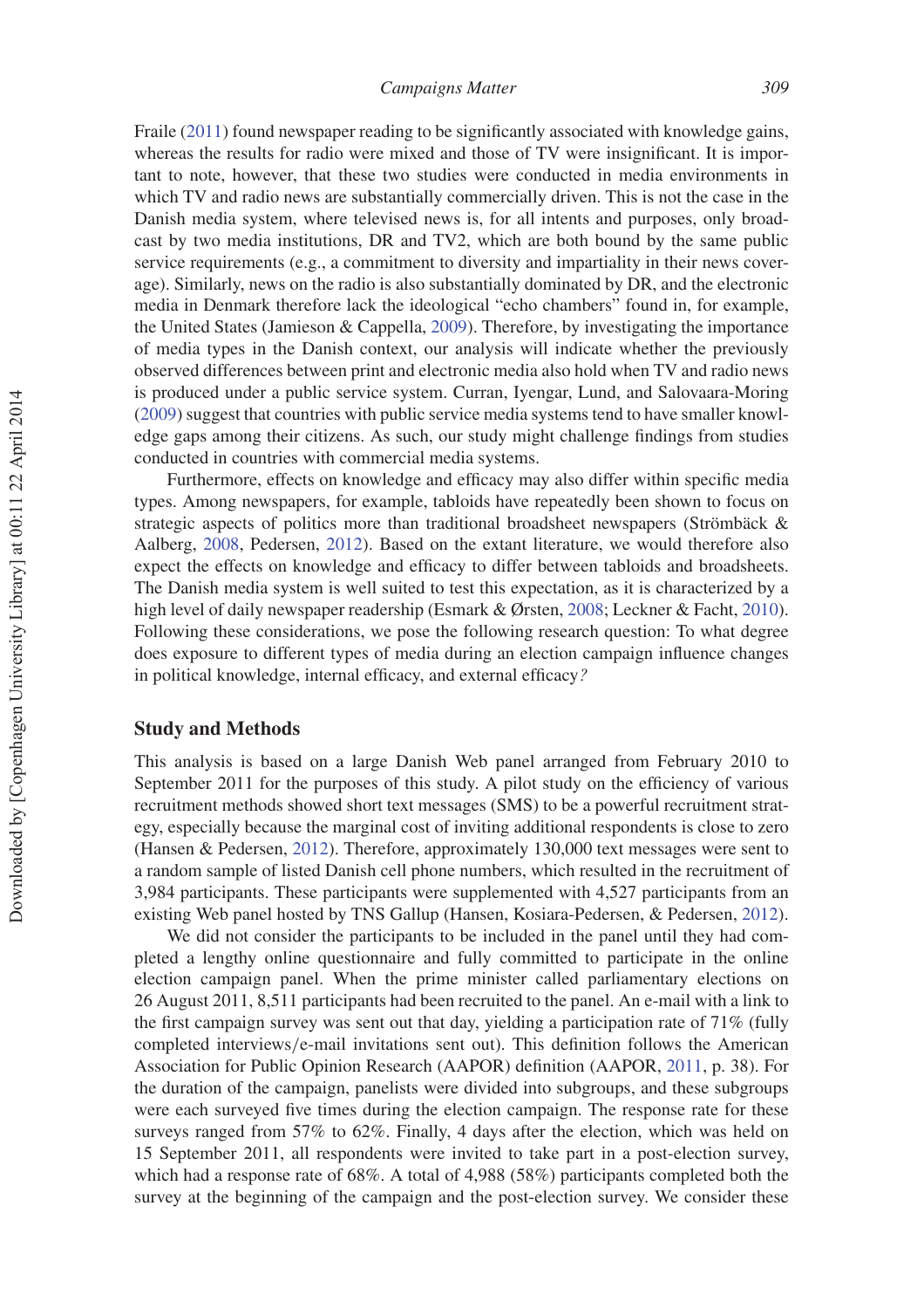Fraile (2011) found newspaper reading to be significantly associated with knowledge gains, whereas the results for radio were mixed and those of TV were insignificant. It is important to note, however, that these two studies were conducted in media environments in which TV and radio news are substantially commercially driven. This is not the case in the Danish media system, where televised news is, for all intents and purposes, only broadcast by two media institutions, DR and TV2, which are both bound by the same public service requirements (e.g., a commitment to diversity and impartiality in their news coverage). Similarly, news on the radio is also substantially dominated by DR, and the electronic media in Denmark therefore lack the ideological "echo chambers" found in, for example, the United States (Jamieson & Cappella, 2009). Therefore, by investigating the importance of media types in the Danish context, our analysis will indicate whether the previously observed differences between print and electronic media also hold when TV and radio news is produced under a public service system. Curran, Iyengar, Lund, and Salovaara-Moring (2009) suggest that countries with public service media systems tend to have smaller knowledge gaps among their citizens. As such, our study might challenge findings from studies conducted in countries with commercial media systems.

Furthermore, effects on knowledge and efficacy may also differ within specific media types. Among newspapers, for example, tabloids have repeatedly been shown to focus on strategic aspects of politics more than traditional broadsheet newspapers (Strömbäck & Aalberg, 2008, Pedersen, 2012). Based on the extant literature, we would therefore also expect the effects on knowledge and efficacy to differ between tabloids and broadsheets. The Danish media system is well suited to test this expectation, as it is characterized by a high level of daily newspaper readership (Esmark & Ørsten, 2008; Leckner & Facht, 2010). Following these considerations, we pose the following research question: To what degree does exposure to different types of media during an election campaign influence changes in political knowledge, internal efficacy, and external efficacy*?*

## Study and Methods

This analysis is based on a large Danish Web panel arranged from February 2010 to September 2011 for the purposes of this study. A pilot study on the efficiency of various recruitment methods showed short text messages (SMS) to be a powerful recruitment strategy, especially because the marginal cost of inviting additional respondents is close to zero (Hansen & Pedersen, 2012). Therefore, approximately 130,000 text messages were sent to a random sample of listed Danish cell phone numbers, which resulted in the recruitment of 3,984 participants. These participants were supplemented with 4,527 participants from an existing Web panel hosted by TNS Gallup (Hansen, Kosiara-Pedersen, & Pedersen, 2012).

We did not consider the participants to be included in the panel until they had completed a lengthy online questionnaire and fully committed to participate in the online election campaign panel. When the prime minister called parliamentary elections on 26 August 2011, 8,511 participants had been recruited to the panel. An e-mail with a link to the first campaign survey was sent out that day, yielding a participation rate of 71% (fully completed interviews/e-mail invitations sent out). This definition follows the American Association for Public Opinion Research (AAPOR) definition (AAPOR, 2011, p. 38). For the duration of the campaign, panelists were divided into subgroups, and these subgroups were each surveyed five times during the election campaign. The response rate for these surveys ranged from 57% to 62%. Finally, 4 days after the election, which was held on 15 September 2011, all respondents were invited to take part in a post-election survey, which had a response rate of 68%. A total of 4,988 (58%) participants completed both the survey at the beginning of the campaign and the post-election survey. We consider these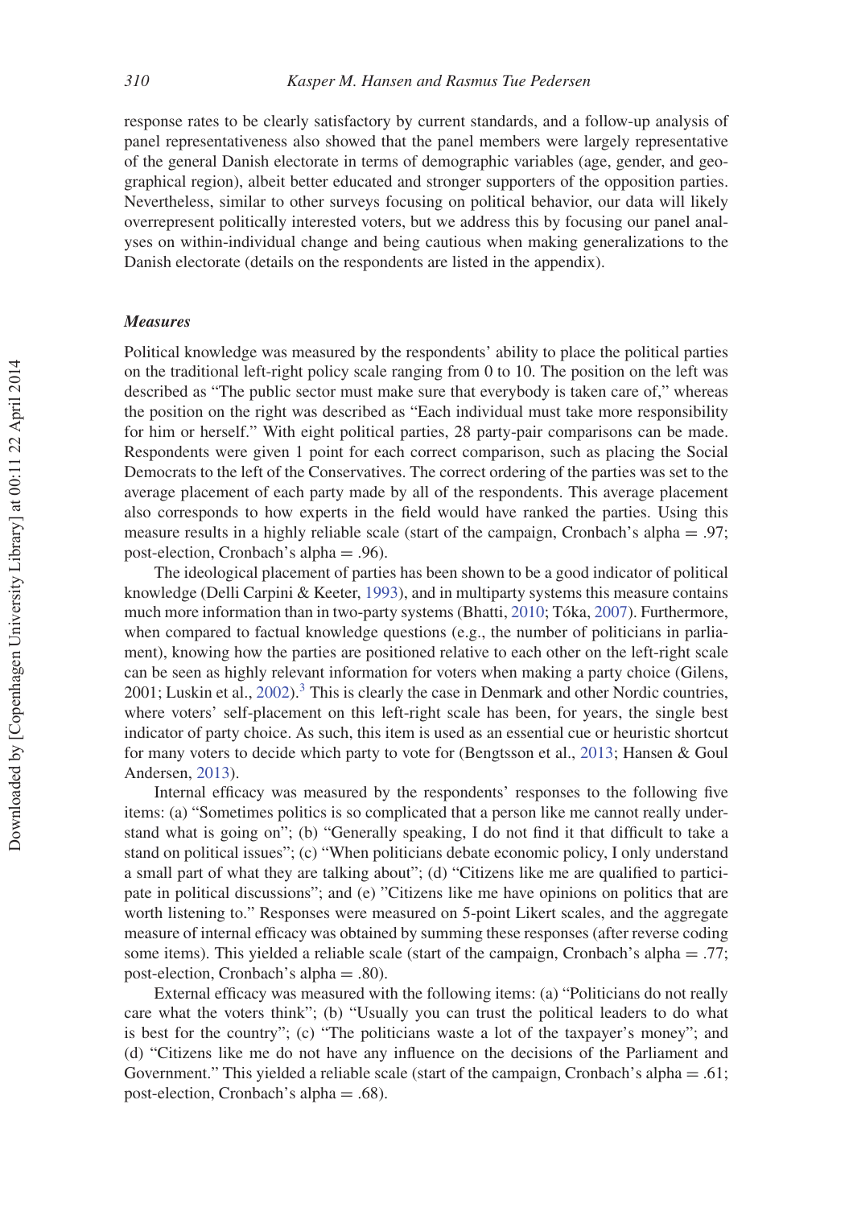response rates to be clearly satisfactory by current standards, and a follow-up analysis of panel representativeness also showed that the panel members were largely representative of the general Danish electorate in terms of demographic variables (age, gender, and geographical region), albeit better educated and stronger supporters of the opposition parties. Nevertheless, similar to other surveys focusing on political behavior, our data will likely overrepresent politically interested voters, but we address this by focusing our panel analyses on within-individual change and being cautious when making generalizations to the Danish electorate (details on the respondents are listed in the appendix).

### *Measures*

Political knowledge was measured by the respondents' ability to place the political parties on the traditional left-right policy scale ranging from 0 to 10. The position on the left was described as "The public sector must make sure that everybody is taken care of," whereas the position on the right was described as "Each individual must take more responsibility for him or herself." With eight political parties, 28 party-pair comparisons can be made. Respondents were given 1 point for each correct comparison, such as placing the Social Democrats to the left of the Conservatives. The correct ordering of the parties was set to the average placement of each party made by all of the respondents. This average placement also corresponds to how experts in the field would have ranked the parties. Using this measure results in a highly reliable scale (start of the campaign, Cronbach's alpha = .97; post-election, Cronbach's alpha = .96).

The ideological placement of parties has been shown to be a good indicator of political knowledge (Delli Carpini & Keeter, 1993), and in multiparty systems this measure contains much more information than in two-party systems (Bhatti, 2010; Tóka, 2007). Furthermore, when compared to factual knowledge questions (e.g., the number of politicians in parliament), knowing how the parties are positioned relative to each other on the left-right scale can be seen as highly relevant information for voters when making a party choice (Gilens, 2001; Luskin et al., 2002).[3] This is clearly the case in Denmark and other Nordic countries, where voters' self-placement on this left-right scale has been, for years, the single best indicator of party choice. As such, this item is used as an essential cue or heuristic shortcut for many voters to decide which party to vote for (Bengtsson et al., 2013; Hansen & Goul Andersen, 2013).

Internal efficacy was measured by the respondents' responses to the following five items: (a) "Sometimes politics is so complicated that a person like me cannot really understand what is going on"; (b) "Generally speaking, I do not find it that difficult to take a stand on political issues"; (c) "When politicians debate economic policy, I only understand a small part of what they are talking about"; (d) "Citizens like me are qualified to participate in political discussions"; and (e) "Citizens like me have opinions on politics that are worth listening to." Responses were measured on 5-point Likert scales, and the aggregate measure of internal efficacy was obtained by summing these responses (after reverse coding some items). This yielded a reliable scale (start of the campaign, Cronbach's alpha = .77; post-election, Cronbach's alpha = .80).

External efficacy was measured with the following items: (a) "Politicians do not really care what the voters think"; (b) "Usually you can trust the political leaders to do what is best for the country"; (c) "The politicians waste a lot of the taxpayer's money"; and (d) "Citizens like me do not have any influence on the decisions of the Parliament and Government." This yielded a reliable scale (start of the campaign, Cronbach's alpha = .61; post-election, Cronbach's alpha = .68).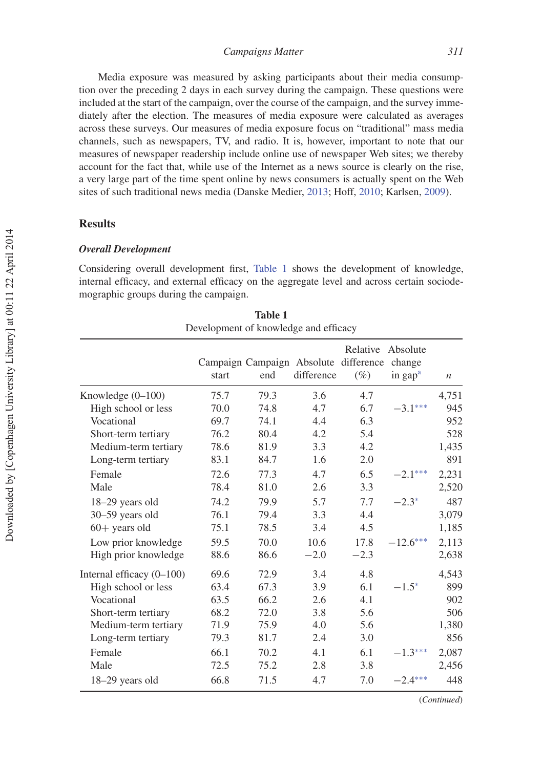Media exposure was measured by asking participants about their media consumption over the preceding 2 days in each survey during the campaign. These questions were included at the start of the campaign, over the course of the campaign, and the survey immediately after the election. The measures of media exposure were calculated as averages across these surveys. Our measures of media exposure focus on "traditional" mass media channels, such as newspapers, TV, and radio. It is, however, important to note that our measures of newspaper readership include online use of newspaper Web sites; we thereby account for the fact that, while use of the Internet as a news source is clearly on the rise, a very large part of the time spent online by news consumers is actually spent on the Web sites of such traditional news media (Danske Medier, 2013; Hoff, 2010; Karlsen, 2009).

## Results

### *Overall Development*

Considering overall development first, Table 1 shows the development of knowledge, internal efficacy, and external efficacy on the aggregate level and across certain sociodemographic groups during the campaign.

**Table 1**
Development of knowledge and efficacy

| | Campaign start | Campaign end | Absolute difference | Relative difference (%) | Absolute change in gap[a] | $n$ |
|---|---|---|---|---|---|---|
| Knowledge (0–100) | 75.7 | 79.3 | 3.6 | 4.7 | | 4,751 |
| High school or less | 70.0 | 74.8 | 4.7 | 6.7 | −3.1*** | 945 |
| Vocational | 69.7 | 74.1 | 4.4 | 6.3 | | 952 |
| Short-term tertiary | 76.2 | 80.4 | 4.2 | 5.4 | | 528 |
| Medium-term tertiary | 78.6 | 81.9 | 3.3 | 4.2 | | 1,435 |
| Long-term tertiary | 83.1 | 84.7 | 1.6 | 2.0 | | 891 |
| Female | 72.6 | 77.3 | 4.7 | 6.5 | −2.1*** | 2,231 |
| Male | 78.4 | 81.0 | 2.6 | 3.3 | | 2,520 |
| 18–29 years old | 74.2 | 79.9 | 5.7 | 7.7 | −2.3* | 487 |
| 30–59 years old | 76.1 | 79.4 | 3.3 | 4.4 | | 3,079 |
| 60+ years old | 75.1 | 78.5 | 3.4 | 4.5 | | 1,185 |
| Low prior knowledge | 59.5 | 70.0 | 10.6 | 17.8 | −12.6*** | 2,113 |
| High prior knowledge | 88.6 | 86.6 | −2.0 | −2.3 | | 2,638 |
| Internal efficacy (0–100) | 69.6 | 72.9 | 3.4 | 4.8 | | 4,543 |
| High school or less | 63.4 | 67.3 | 3.9 | 6.1 | −1.5* | 899 |
| Vocational | 63.5 | 66.2 | 2.6 | 4.1 | | 902 |
| Short-term tertiary | 68.2 | 72.0 | 3.8 | 5.6 | | 506 |
| Medium-term tertiary | 71.9 | 75.9 | 4.0 | 5.6 | | 1,380 |
| Long-term tertiary | 79.3 | 81.7 | 2.4 | 3.0 | | 856 |
| Female | 66.1 | 70.2 | 4.1 | 6.1 | −1.3*** | 2,087 |
| Male | 72.5 | 75.2 | 2.8 | 3.8 | | 2,456 |
| 18–29 years old | 66.8 | 71.5 | 4.7 | 7.0 | −2.4*** | 448 |

(*Continued*)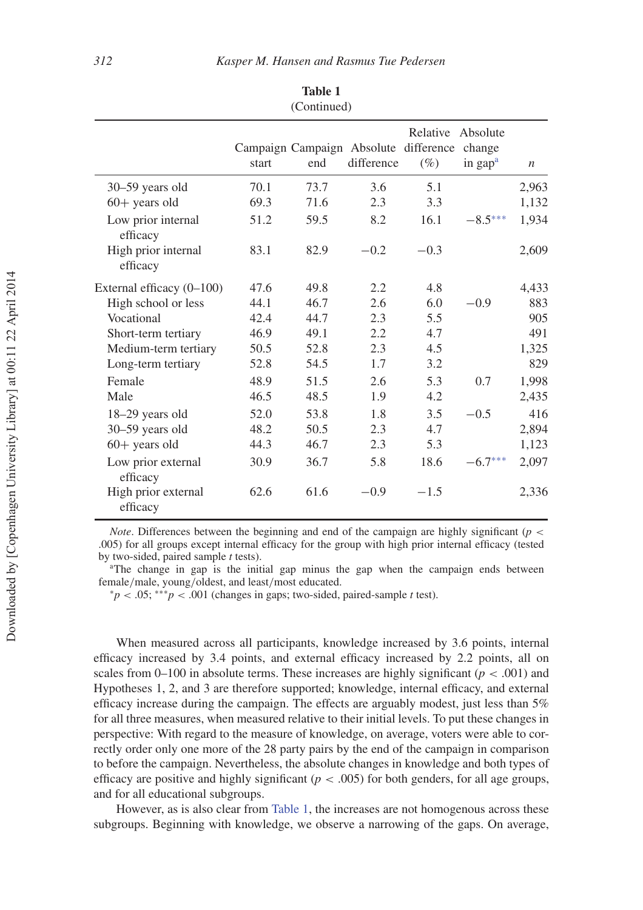**Table 1**
(Continued)

| | Campaign start | Campaign end | Absolute difference | Relative difference (%) | Absolute change in gap[a] | $n$ |
|---|---|---|---|---|---|---|
| 30–59 years old | 70.1 | 73.7 | 3.6 | 5.1 | | 2,963 |
| 60+ years old | 69.3 | 71.6 | 2.3 | 3.3 | | 1,132 |
| Low prior internal efficacy | 51.2 | 59.5 | 8.2 | 16.1 | −8.5*** | 1,934 |
| High prior internal efficacy | 83.1 | 82.9 | −0.2 | −0.3 | | 2,609 |
| External efficacy (0–100) | 47.6 | 49.8 | 2.2 | 4.8 | | 4,433 |
| High school or less | 44.1 | 46.7 | 2.6 | 6.0 | −0.9 | 883 |
| Vocational | 42.4 | 44.7 | 2.3 | 5.5 | | 905 |
| Short-term tertiary | 46.9 | 49.1 | 2.2 | 4.7 | | 491 |
| Medium-term tertiary | 50.5 | 52.8 | 2.3 | 4.5 | | 1,325 |
| Long-term tertiary | 52.8 | 54.5 | 1.7 | 3.2 | | 829 |
| Female | 48.9 | 51.5 | 2.6 | 5.3 | 0.7 | 1,998 |
| Male | 46.5 | 48.5 | 1.9 | 4.2 | | 2,435 |
| 18–29 years old | 52.0 | 53.8 | 1.8 | 3.5 | −0.5 | 416 |
| 30–59 years old | 48.2 | 50.5 | 2.3 | 4.7 | | 2,894 |
| 60+ years old | 44.3 | 46.7 | 2.3 | 5.3 | | 1,123 |
| Low prior external efficacy | 30.9 | 36.7 | 5.8 | 18.6 | −6.7*** | 2,097 |
| High prior external efficacy | 62.6 | 61.6 | −0.9 | −1.5 | | 2,336 |

*Note*. Differences between the beginning and end of the campaign are highly significant ($p <$ .005) for all groups except internal efficacy for the group with high prior internal efficacy (tested by two-sided, paired sample $t$ tests).

[a]The change in gap is the initial gap minus the gap when the campaign ends between female/male, young/oldest, and least/most educated.

$^{*}p < .05$; $^{***}p < .001$ (changes in gaps; two-sided, paired-sample $t$ test).

When measured across all participants, knowledge increased by 3.6 points, internal efficacy increased by 3.4 points, and external efficacy increased by 2.2 points, all on scales from 0–100 in absolute terms. These increases are highly significant ($p < .001$) and Hypotheses 1, 2, and 3 are therefore supported; knowledge, internal efficacy, and external efficacy increase during the campaign. The effects are arguably modest, just less than 5% for all three measures, when measured relative to their initial levels. To put these changes in perspective: With regard to the measure of knowledge, on average, voters were able to correctly order only one more of the 28 party pairs by the end of the campaign in comparison to before the campaign. Nevertheless, the absolute changes in knowledge and both types of efficacy are positive and highly significant ($p < .005$) for both genders, for all age groups, and for all educational subgroups.

However, as is also clear from Table 1, the increases are not homogenous across these subgroups. Beginning with knowledge, we observe a narrowing of the gaps. On average,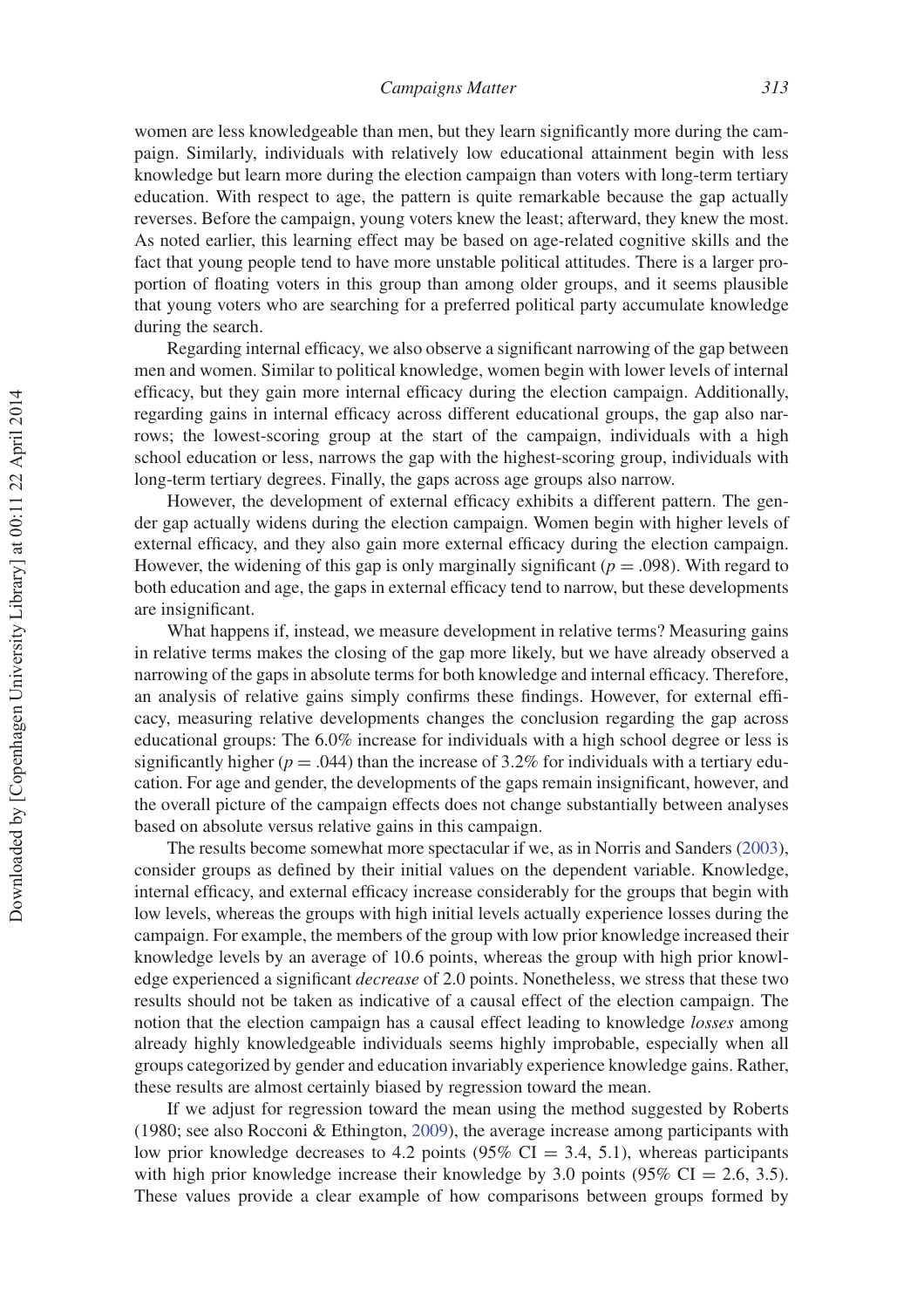women are less knowledgeable than men, but they learn significantly more during the campaign. Similarly, individuals with relatively low educational attainment begin with less knowledge but learn more during the election campaign than voters with long-term tertiary education. With respect to age, the pattern is quite remarkable because the gap actually reverses. Before the campaign, young voters knew the least; afterward, they knew the most. As noted earlier, this learning effect may be based on age-related cognitive skills and the fact that young people tend to have more unstable political attitudes. There is a larger proportion of floating voters in this group than among older groups, and it seems plausible that young voters who are searching for a preferred political party accumulate knowledge during the search.

Regarding internal efficacy, we also observe a significant narrowing of the gap between men and women. Similar to political knowledge, women begin with lower levels of internal efficacy, but they gain more internal efficacy during the election campaign. Additionally, regarding gains in internal efficacy across different educational groups, the gap also narrows; the lowest-scoring group at the start of the campaign, individuals with a high school education or less, narrows the gap with the highest-scoring group, individuals with long-term tertiary degrees. Finally, the gaps across age groups also narrow.

However, the development of external efficacy exhibits a different pattern. The gender gap actually widens during the election campaign. Women begin with higher levels of external efficacy, and they also gain more external efficacy during the election campaign. However, the widening of this gap is only marginally significant ($p = .098$). With regard to both education and age, the gaps in external efficacy tend to narrow, but these developments are insignificant.

What happens if, instead, we measure development in relative terms? Measuring gains in relative terms makes the closing of the gap more likely, but we have already observed a narrowing of the gaps in absolute terms for both knowledge and internal efficacy. Therefore, an analysis of relative gains simply confirms these findings. However, for external efficacy, measuring relative developments changes the conclusion regarding the gap across educational groups: The 6.0% increase for individuals with a high school degree or less is significantly higher ($p = .044$) than the increase of 3.2% for individuals with a tertiary education. For age and gender, the developments of the gaps remain insignificant, however, and the overall picture of the campaign effects does not change substantially between analyses based on absolute versus relative gains in this campaign.

The results become somewhat more spectacular if we, as in Norris and Sanders (2003), consider groups as defined by their initial values on the dependent variable. Knowledge, internal efficacy, and external efficacy increase considerably for the groups that begin with low levels, whereas the groups with high initial levels actually experience losses during the campaign. For example, the members of the group with low prior knowledge increased their knowledge levels by an average of 10.6 points, whereas the group with high prior knowledge experienced a significant *decrease* of 2.0 points. Nonetheless, we stress that these two results should not be taken as indicative of a causal effect of the election campaign. The notion that the election campaign has a causal effect leading to knowledge *losses* among already highly knowledgeable individuals seems highly improbable, especially when all groups categorized by gender and education invariably experience knowledge gains. Rather, these results are almost certainly biased by regression toward the mean.

If we adjust for regression toward the mean using the method suggested by Roberts (1980; see also Rocconi & Ethington, 2009), the average increase among participants with low prior knowledge decreases to 4.2 points (95% CI = 3.4, 5.1), whereas participants with high prior knowledge increase their knowledge by 3.0 points (95% CI = 2.6, 3.5). These values provide a clear example of how comparisons between groups formed by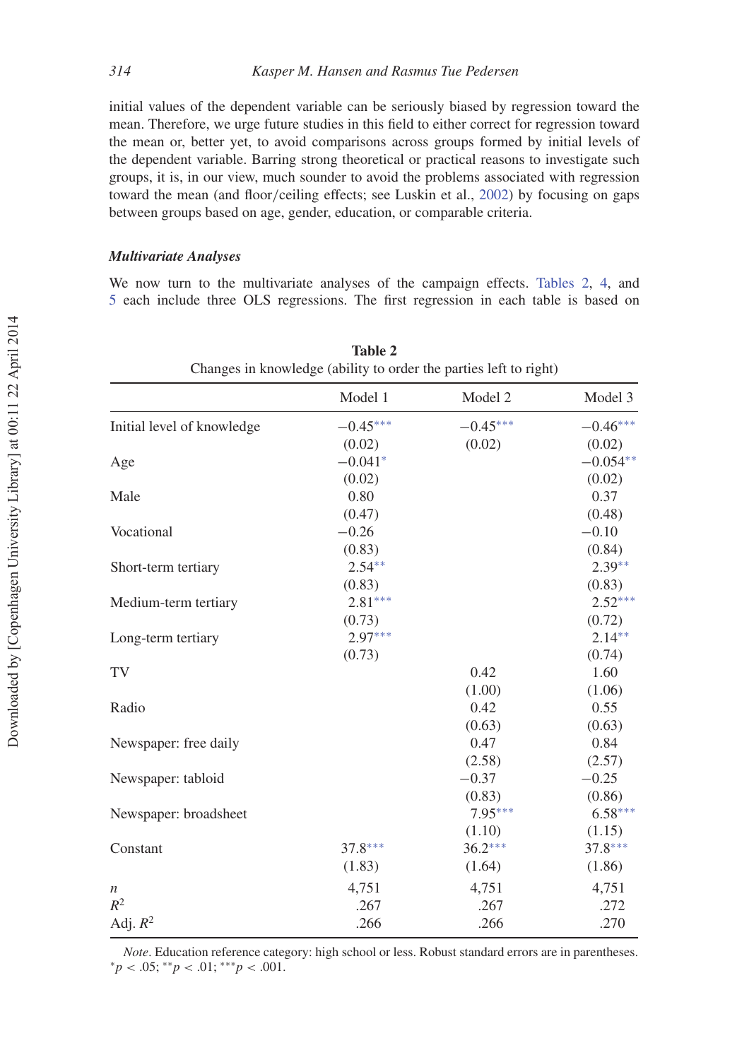initial values of the dependent variable can be seriously biased by regression toward the mean. Therefore, we urge future studies in this field to either correct for regression toward the mean or, better yet, to avoid comparisons across groups formed by initial levels of the dependent variable. Barring strong theoretical or practical reasons to investigate such groups, it is, in our view, much sounder to avoid the problems associated with regression toward the mean (and floor/ceiling effects; see Luskin et al., 2002) by focusing on gaps between groups based on age, gender, education, or comparable criteria.

### *Multivariate Analyses*

We now turn to the multivariate analyses of the campaign effects. Tables 2, 4, and 5 each include three OLS regressions. The first regression in each table is based on

**Table 2**
Changes in knowledge (ability to order the parties left to right)

| | Model 1 | Model 2 | Model 3 |
|---|---|---|---|
| Initial level of knowledge | −0.45*** | −0.45*** | −0.46*** |
| | (0.02) | (0.02) | (0.02) |
| Age | −0.041* | | −0.054** |
| | (0.02) | | (0.02) |
| Male | 0.80 | | 0.37 |
| | (0.47) | | (0.48) |
| Vocational | −0.26 | | −0.10 |
| | (0.83) | | (0.84) |
| Short-term tertiary | 2.54** | | 2.39** |
| | (0.83) | | (0.83) |
| Medium-term tertiary | 2.81*** | | 2.52*** |
| | (0.73) | | (0.72) |
| Long-term tertiary | 2.97*** | | 2.14** |
| | (0.73) | | (0.74) |
| TV | | 0.42 | 1.60 |
| | | (1.00) | (1.06) |
| Radio | | 0.42 | 0.55 |
| | | (0.63) | (0.63) |
| Newspaper: free daily | | 0.47 | 0.84 |
| | | (2.58) | (2.57) |
| Newspaper: tabloid | | −0.37 | −0.25 |
| | | (0.83) | (0.86) |
| Newspaper: broadsheet | | 7.95*** | 6.58*** |
| | | (1.10) | (1.15) |
| Constant | 37.8*** | 36.2*** | 37.8*** |
| | (1.83) | (1.64) | (1.86) |
| *n* | 4,751 | 4,751 | 4,751 |
| $R^2$ | .267 | .267 | .272 |
| Adj. $R^2$ | .266 | .266 | .270 |

*Note*. Education reference category: high school or less. Robust standard errors are in parentheses.
$^{*}p < .05$; $^{**}p < .01$; $^{***}p < .001$.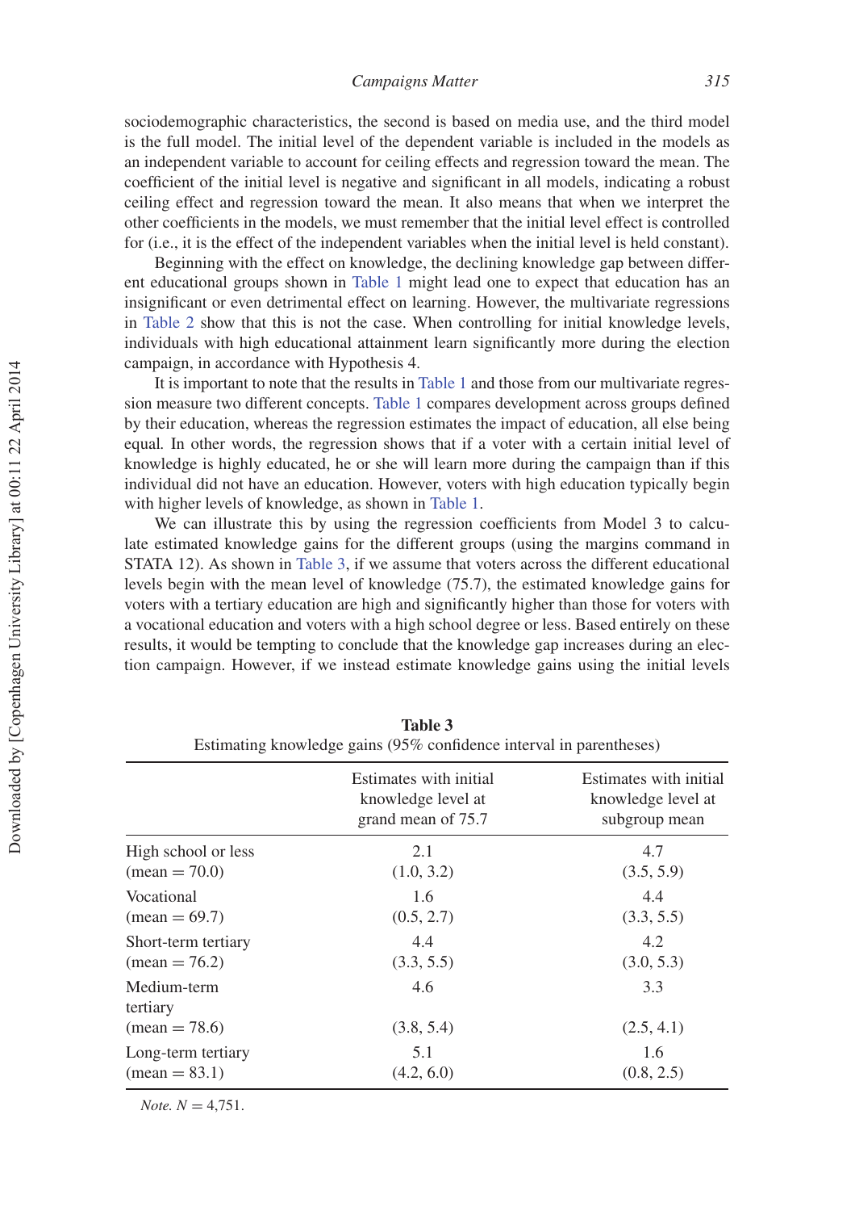sociodemographic characteristics, the second is based on media use, and the third model is the full model. The initial level of the dependent variable is included in the models as an independent variable to account for ceiling effects and regression toward the mean. The coefficient of the initial level is negative and significant in all models, indicating a robust ceiling effect and regression toward the mean. It also means that when we interpret the other coefficients in the models, we must remember that the initial level effect is controlled for (i.e., it is the effect of the independent variables when the initial level is held constant).

Beginning with the effect on knowledge, the declining knowledge gap between different educational groups shown in Table 1 might lead one to expect that education has an insignificant or even detrimental effect on learning. However, the multivariate regressions in Table 2 show that this is not the case. When controlling for initial knowledge levels, individuals with high educational attainment learn significantly more during the election campaign, in accordance with Hypothesis 4.

It is important to note that the results in Table 1 and those from our multivariate regression measure two different concepts. Table 1 compares development across groups defined by their education, whereas the regression estimates the impact of education, all else being equal. In other words, the regression shows that if a voter with a certain initial level of knowledge is highly educated, he or she will learn more during the campaign than if this individual did not have an education. However, voters with high education typically begin with higher levels of knowledge, as shown in Table 1.

We can illustrate this by using the regression coefficients from Model 3 to calculate estimated knowledge gains for the different groups (using the margins command in STATA 12). As shown in Table 3, if we assume that voters across the different educational levels begin with the mean level of knowledge (75.7), the estimated knowledge gains for voters with a tertiary education are high and significantly higher than those for voters with a vocational education and voters with a high school degree or less. Based entirely on these results, it would be tempting to conclude that the knowledge gap increases during an election campaign. However, if we instead estimate knowledge gains using the initial levels

**Table 3**
Estimating knowledge gains (95% confidence interval in parentheses)

| | Estimates with initial knowledge level at grand mean of 75.7 | Estimates with initial knowledge level at subgroup mean |
|---|---|---|
| High school or less (mean = 70.0) | 2.1 (1.0, 3.2) | 4.7 (3.5, 5.9) |
| Vocational (mean = 69.7) | 1.6 (0.5, 2.7) | 4.4 (3.3, 5.5) |
| Short-term tertiary (mean = 76.2) | 4.4 (3.3, 5.5) | 4.2 (3.0, 5.3) |
| Medium-term tertiary (mean = 78.6) | 4.6 (3.8, 5.4) | 3.3 (2.5, 4.1) |
| Long-term tertiary (mean = 83.1) | 5.1 (4.2, 6.0) | 1.6 (0.8, 2.5) |

*Note.* $N = 4{,}751$.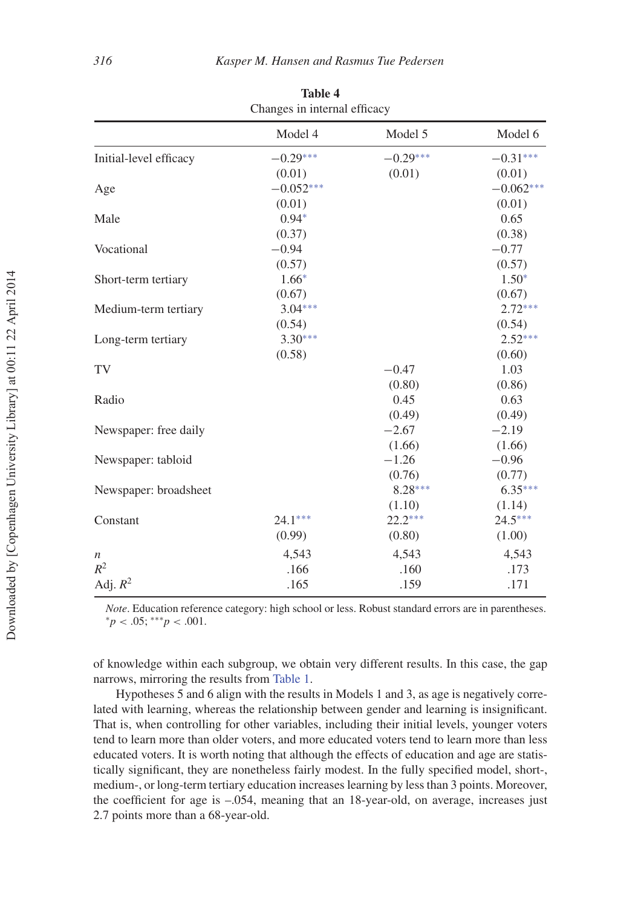**Table 4**
Changes in internal efficacy

| | Model 4 | Model 5 | Model 6 |
|---|---|---|---|
| Initial-level efficacy | −0.29*** | −0.29*** | −0.31*** |
| | (0.01) | (0.01) | (0.01) |
| Age | −0.052*** | | −0.062*** |
| | (0.01) | | (0.01) |
| Male | 0.94* | | 0.65 |
| | (0.37) | | (0.38) |
| Vocational | −0.94 | | −0.77 |
| | (0.57) | | (0.57) |
| Short-term tertiary | 1.66* | | 1.50* |
| | (0.67) | | (0.67) |
| Medium-term tertiary | 3.04*** | | 2.72*** |
| | (0.54) | | (0.54) |
| Long-term tertiary | 3.30*** | | 2.52*** |
| | (0.58) | | (0.60) |
| TV | | −0.47 | 1.03 |
| | | (0.80) | (0.86) |
| Radio | | 0.45 | 0.63 |
| | | (0.49) | (0.49) |
| Newspaper: free daily | | −2.67 | −2.19 |
| | | (1.66) | (1.66) |
| Newspaper: tabloid | | −1.26 | −0.96 |
| | | (0.76) | (0.77) |
| Newspaper: broadsheet | | 8.28*** | 6.35*** |
| | | (1.10) | (1.14) |
| Constant | 24.1*** | 22.2*** | 24.5*** |
| | (0.99) | (0.80) | (1.00) |
| *n* | 4,543 | 4,543 | 4,543 |
| $R^2$ | .166 | .160 | .173 |
| Adj. $R^2$ | .165 | .159 | .171 |

*Note*. Education reference category: high school or less. Robust standard errors are in parentheses. $^{*}p < .05$; $^{***}p < .001$.

of knowledge within each subgroup, we obtain very different results. In this case, the gap narrows, mirroring the results from Table 1.

Hypotheses 5 and 6 align with the results in Models 1 and 3, as age is negatively correlated with learning, whereas the relationship between gender and learning is insignificant. That is, when controlling for other variables, including their initial levels, younger voters tend to learn more than older voters, and more educated voters tend to learn more than less educated voters. It is worth noting that although the effects of education and age are statistically significant, they are nonetheless fairly modest. In the fully specified model, short-, medium-, or long-term tertiary education increases learning by less than 3 points. Moreover, the coefficient for age is –.054, meaning that an 18-year-old, on average, increases just 2.7 points more than a 68-year-old.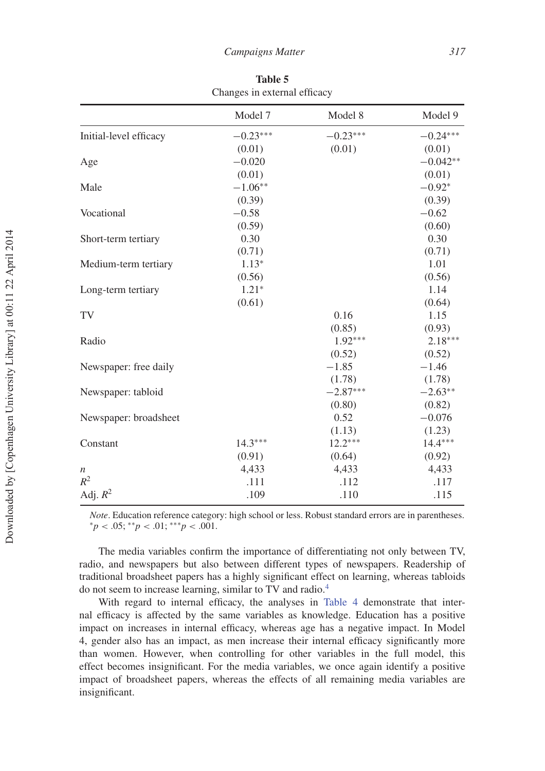**Table 5**
Changes in external efficacy

| | Model 7 | Model 8 | Model 9 |
|---|---|---|---|
| Initial-level efficacy | −0.23*** | −0.23*** | −0.24*** |
| | (0.01) | (0.01) | (0.01) |
| Age | −0.020 | | −0.042** |
| | (0.01) | | (0.01) |
| Male | −1.06** | | −0.92* |
| | (0.39) | | (0.39) |
| Vocational | −0.58 | | −0.62 |
| | (0.59) | | (0.60) |
| Short-term tertiary | 0.30 | | 0.30 |
| | (0.71) | | (0.71) |
| Medium-term tertiary | 1.13* | | 1.01 |
| | (0.56) | | (0.56) |
| Long-term tertiary | 1.21* | | 1.14 |
| | (0.61) | | (0.64) |
| TV | | 0.16 | 1.15 |
| | | (0.85) | (0.93) |
| Radio | | 1.92*** | 2.18*** |
| | | (0.52) | (0.52) |
| Newspaper: free daily | | −1.85 | −1.46 |
| | | (1.78) | (1.78) |
| Newspaper: tabloid | | −2.87*** | −2.63** |
| | | (0.80) | (0.82) |
| Newspaper: broadsheet | | 0.52 | −0.076 |
| | | (1.13) | (1.23) |
| Constant | 14.3*** | 12.2*** | 14.4*** |
| | (0.91) | (0.64) | (0.92) |
| $n$ | 4,433 | 4,433 | 4,433 |
| $R^2$ | .111 | .112 | .117 |
| Adj. $R^2$ | .109 | .110 | .115 |

*Note*. Education reference category: high school or less. Robust standard errors are in parentheses. $^{*}p < .05$; $^{**}p < .01$; $^{***}p < .001$.

The media variables confirm the importance of differentiating not only between TV, radio, and newspapers but also between different types of newspapers. Readership of traditional broadsheet papers has a highly significant effect on learning, whereas tabloids do not seem to increase learning, similar to TV and radio.[4]

With regard to internal efficacy, the analyses in Table 4 demonstrate that internal efficacy is affected by the same variables as knowledge. Education has a positive impact on increases in internal efficacy, whereas age has a negative impact. In Model 4, gender also has an impact, as men increase their internal efficacy significantly more than women. However, when controlling for other variables in the full model, this effect becomes insignificant. For the media variables, we once again identify a positive impact of broadsheet papers, whereas the effects of all remaining media variables are insignificant.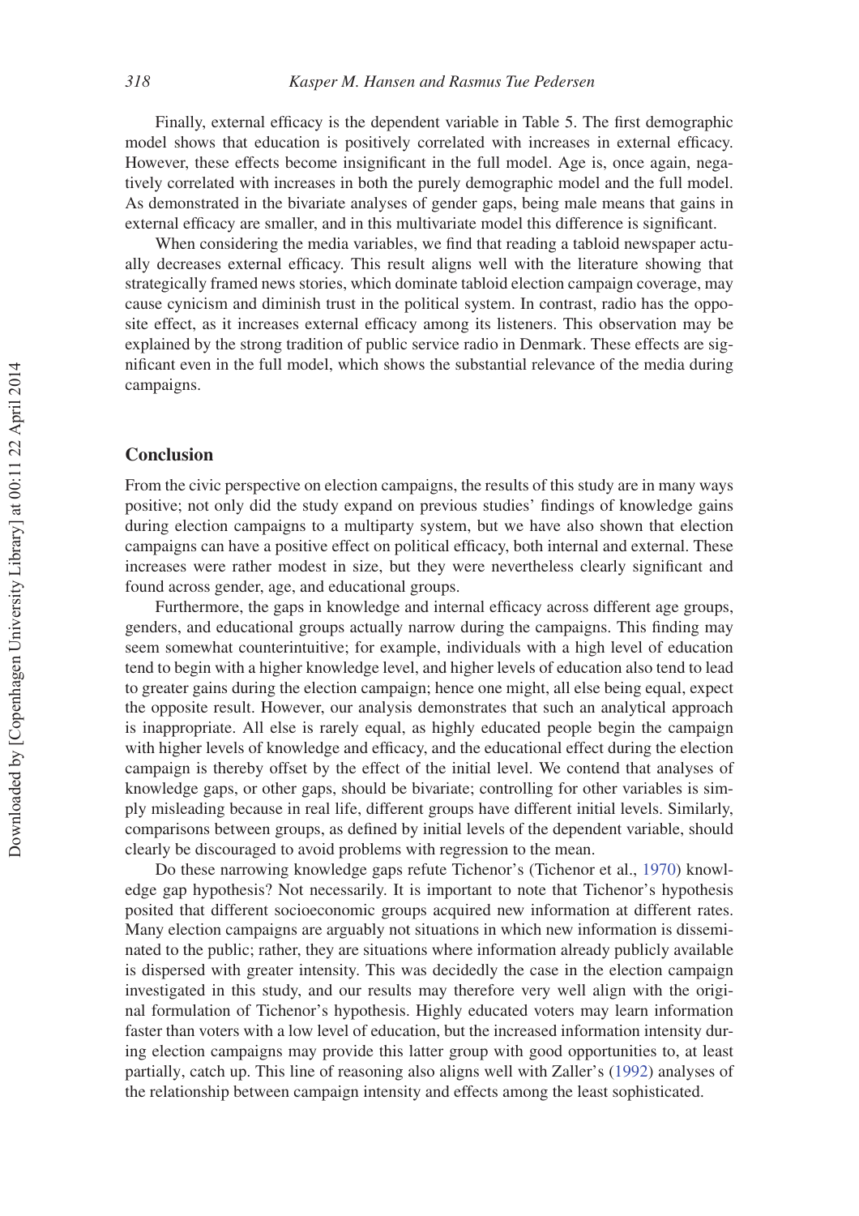Finally, external efficacy is the dependent variable in Table 5. The first demographic model shows that education is positively correlated with increases in external efficacy. However, these effects become insignificant in the full model. Age is, once again, negatively correlated with increases in both the purely demographic model and the full model. As demonstrated in the bivariate analyses of gender gaps, being male means that gains in external efficacy are smaller, and in this multivariate model this difference is significant.

When considering the media variables, we find that reading a tabloid newspaper actually decreases external efficacy. This result aligns well with the literature showing that strategically framed news stories, which dominate tabloid election campaign coverage, may cause cynicism and diminish trust in the political system. In contrast, radio has the opposite effect, as it increases external efficacy among its listeners. This observation may be explained by the strong tradition of public service radio in Denmark. These effects are significant even in the full model, which shows the substantial relevance of the media during campaigns.

## Conclusion

From the civic perspective on election campaigns, the results of this study are in many ways positive; not only did the study expand on previous studies' findings of knowledge gains during election campaigns to a multiparty system, but we have also shown that election campaigns can have a positive effect on political efficacy, both internal and external. These increases were rather modest in size, but they were nevertheless clearly significant and found across gender, age, and educational groups.

Furthermore, the gaps in knowledge and internal efficacy across different age groups, genders, and educational groups actually narrow during the campaigns. This finding may seem somewhat counterintuitive; for example, individuals with a high level of education tend to begin with a higher knowledge level, and higher levels of education also tend to lead to greater gains during the election campaign; hence one might, all else being equal, expect the opposite result. However, our analysis demonstrates that such an analytical approach is inappropriate. All else is rarely equal, as highly educated people begin the campaign with higher levels of knowledge and efficacy, and the educational effect during the election campaign is thereby offset by the effect of the initial level. We contend that analyses of knowledge gaps, or other gaps, should be bivariate; controlling for other variables is simply misleading because in real life, different groups have different initial levels. Similarly, comparisons between groups, as defined by initial levels of the dependent variable, should clearly be discouraged to avoid problems with regression to the mean.

Do these narrowing knowledge gaps refute Tichenor's (Tichenor et al., 1970) knowledge gap hypothesis? Not necessarily. It is important to note that Tichenor's hypothesis posited that different socioeconomic groups acquired new information at different rates. Many election campaigns are arguably not situations in which new information is disseminated to the public; rather, they are situations where information already publicly available is dispersed with greater intensity. This was decidedly the case in the election campaign investigated in this study, and our results may therefore very well align with the original formulation of Tichenor's hypothesis. Highly educated voters may learn information faster than voters with a low level of education, but the increased information intensity during election campaigns may provide this latter group with good opportunities to, at least partially, catch up. This line of reasoning also aligns well with Zaller's (1992) analyses of the relationship between campaign intensity and effects among the least sophisticated.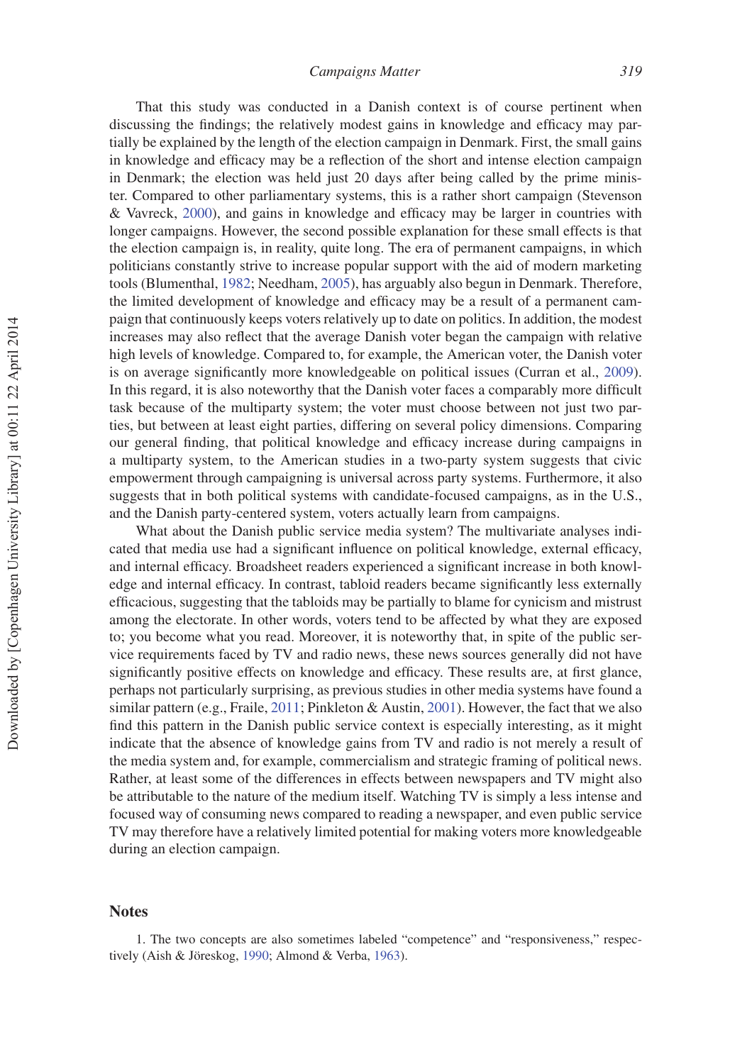That this study was conducted in a Danish context is of course pertinent when discussing the findings; the relatively modest gains in knowledge and efficacy may partially be explained by the length of the election campaign in Denmark. First, the small gains in knowledge and efficacy may be a reflection of the short and intense election campaign in Denmark; the election was held just 20 days after being called by the prime minister. Compared to other parliamentary systems, this is a rather short campaign (Stevenson & Vavreck, 2000), and gains in knowledge and efficacy may be larger in countries with longer campaigns. However, the second possible explanation for these small effects is that the election campaign is, in reality, quite long. The era of permanent campaigns, in which politicians constantly strive to increase popular support with the aid of modern marketing tools (Blumenthal, 1982; Needham, 2005), has arguably also begun in Denmark. Therefore, the limited development of knowledge and efficacy may be a result of a permanent campaign that continuously keeps voters relatively up to date on politics. In addition, the modest increases may also reflect that the average Danish voter began the campaign with relative high levels of knowledge. Compared to, for example, the American voter, the Danish voter is on average significantly more knowledgeable on political issues (Curran et al., 2009). In this regard, it is also noteworthy that the Danish voter faces a comparably more difficult task because of the multiparty system; the voter must choose between not just two parties, but between at least eight parties, differing on several policy dimensions. Comparing our general finding, that political knowledge and efficacy increase during campaigns in a multiparty system, to the American studies in a two-party system suggests that civic empowerment through campaigning is universal across party systems. Furthermore, it also suggests that in both political systems with candidate-focused campaigns, as in the U.S., and the Danish party-centered system, voters actually learn from campaigns.

What about the Danish public service media system? The multivariate analyses indicated that media use had a significant influence on political knowledge, external efficacy, and internal efficacy. Broadsheet readers experienced a significant increase in both knowledge and internal efficacy. In contrast, tabloid readers became significantly less externally efficacious, suggesting that the tabloids may be partially to blame for cynicism and mistrust among the electorate. In other words, voters tend to be affected by what they are exposed to; you become what you read. Moreover, it is noteworthy that, in spite of the public service requirements faced by TV and radio news, these news sources generally did not have significantly positive effects on knowledge and efficacy. These results are, at first glance, perhaps not particularly surprising, as previous studies in other media systems have found a similar pattern (e.g., Fraile, 2011; Pinkleton & Austin, 2001). However, the fact that we also find this pattern in the Danish public service context is especially interesting, as it might indicate that the absence of knowledge gains from TV and radio is not merely a result of the media system and, for example, commercialism and strategic framing of political news. Rather, at least some of the differences in effects between newspapers and TV might also be attributable to the nature of the medium itself. Watching TV is simply a less intense and focused way of consuming news compared to reading a newspaper, and even public service TV may therefore have a relatively limited potential for making voters more knowledgeable during an election campaign.

## Notes

1. The two concepts are also sometimes labeled "competence" and "responsiveness," respectively (Aish & Jöreskog, 1990; Almond & Verba, 1963).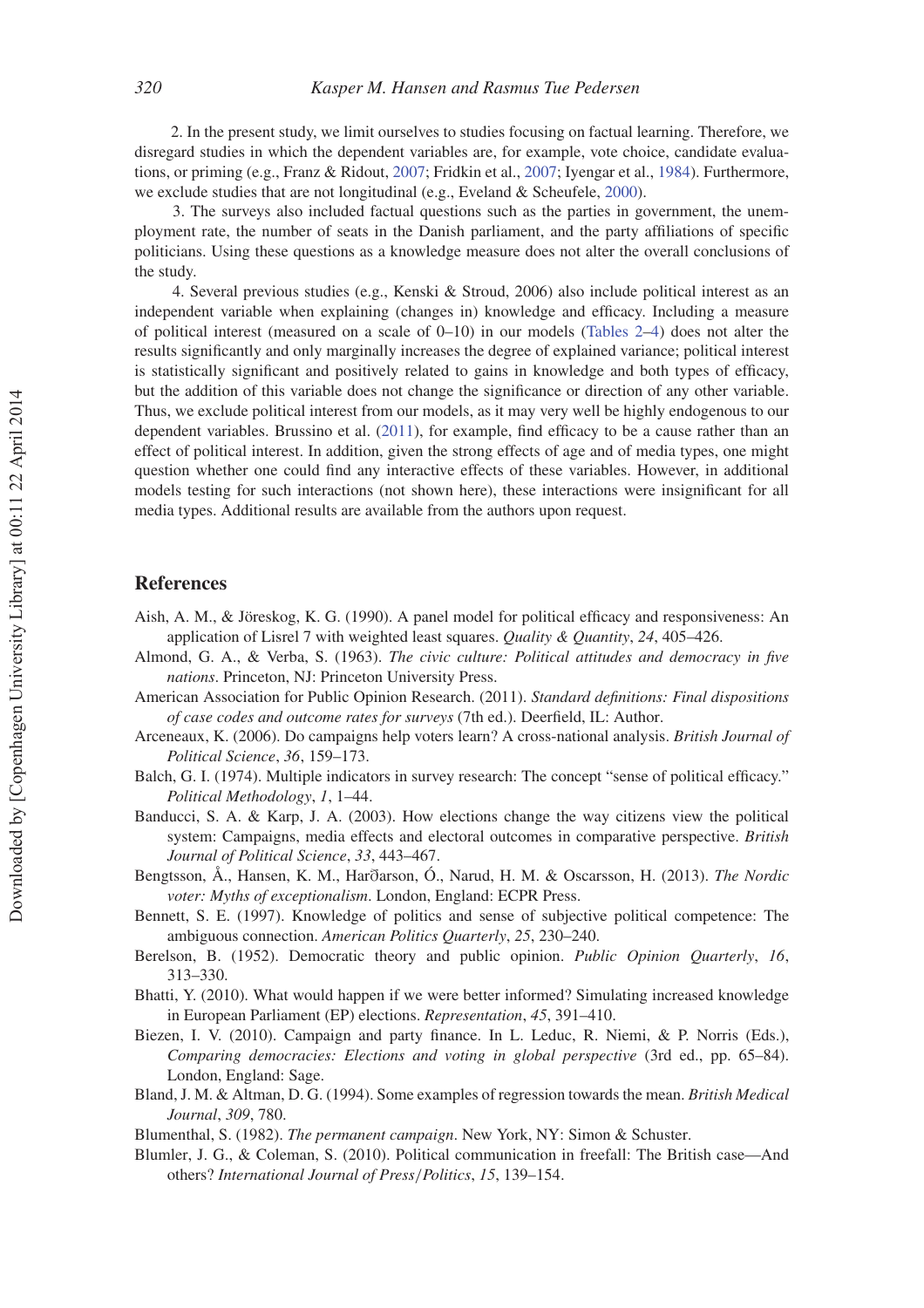2. In the present study, we limit ourselves to studies focusing on factual learning. Therefore, we disregard studies in which the dependent variables are, for example, vote choice, candidate evaluations, or priming (e.g., Franz & Ridout, 2007; Fridkin et al., 2007; Iyengar et al., 1984). Furthermore, we exclude studies that are not longitudinal (e.g., Eveland & Scheufele, 2000).

3. The surveys also included factual questions such as the parties in government, the unemployment rate, the number of seats in the Danish parliament, and the party affiliations of specific politicians. Using these questions as a knowledge measure does not alter the overall conclusions of the study.

4. Several previous studies (e.g., Kenski & Stroud, 2006) also include political interest as an independent variable when explaining (changes in) knowledge and efficacy. Including a measure of political interest (measured on a scale of 0–10) in our models (Tables 2–4) does not alter the results significantly and only marginally increases the degree of explained variance; political interest is statistically significant and positively related to gains in knowledge and both types of efficacy, but the addition of this variable does not change the significance or direction of any other variable. Thus, we exclude political interest from our models, as it may very well be highly endogenous to our dependent variables. Brussino et al. (2011), for example, find efficacy to be a cause rather than an effect of political interest. In addition, given the strong effects of age and of media types, one might question whether one could find any interactive effects of these variables. However, in additional models testing for such interactions (not shown here), these interactions were insignificant for all media types. Additional results are available from the authors upon request.

## References

Aish, A. M., & Jöreskog, K. G. (1990). A panel model for political efficacy and responsiveness: An application of Lisrel 7 with weighted least squares. *Quality & Quantity*, *24*, 405–426.

Almond, G. A., & Verba, S. (1963). *The civic culture: Political attitudes and democracy in five nations*. Princeton, NJ: Princeton University Press.

American Association for Public Opinion Research. (2011). *Standard definitions: Final dispositions of case codes and outcome rates for surveys* (7th ed.). Deerfield, IL: Author.

Arceneaux, K. (2006). Do campaigns help voters learn? A cross-national analysis. *British Journal of Political Science*, *36*, 159–173.

Balch, G. I. (1974). Multiple indicators in survey research: The concept "sense of political efficacy." *Political Methodology*, *1*, 1–44.

Banducci, S. A. & Karp, J. A. (2003). How elections change the way citizens view the political system: Campaigns, media effects and electoral outcomes in comparative perspective. *British Journal of Political Science*, *33*, 443–467.

Bengtsson, Å., Hansen, K. M., Harðarson, Ó., Narud, H. M. & Oscarsson, H. (2013). *The Nordic voter: Myths of exceptionalism*. London, England: ECPR Press.

Bennett, S. E. (1997). Knowledge of politics and sense of subjective political competence: The ambiguous connection. *American Politics Quarterly*, *25*, 230–240.

Berelson, B. (1952). Democratic theory and public opinion. *Public Opinion Quarterly*, *16*, 313–330.

Bhatti, Y. (2010). What would happen if we were better informed? Simulating increased knowledge in European Parliament (EP) elections. *Representation*, *45*, 391–410.

Biezen, I. V. (2010). Campaign and party finance. In L. Leduc, R. Niemi, & P. Norris (Eds.), *Comparing democracies: Elections and voting in global perspective* (3rd ed., pp. 65–84). London, England: Sage.

Bland, J. M. & Altman, D. G. (1994). Some examples of regression towards the mean. *British Medical Journal*, *309*, 780.

Blumenthal, S. (1982). *The permanent campaign*. New York, NY: Simon & Schuster.

Blumler, J. G., & Coleman, S. (2010). Political communication in freefall: The British case—And others? *International Journal of Press/Politics*, *15*, 139–154.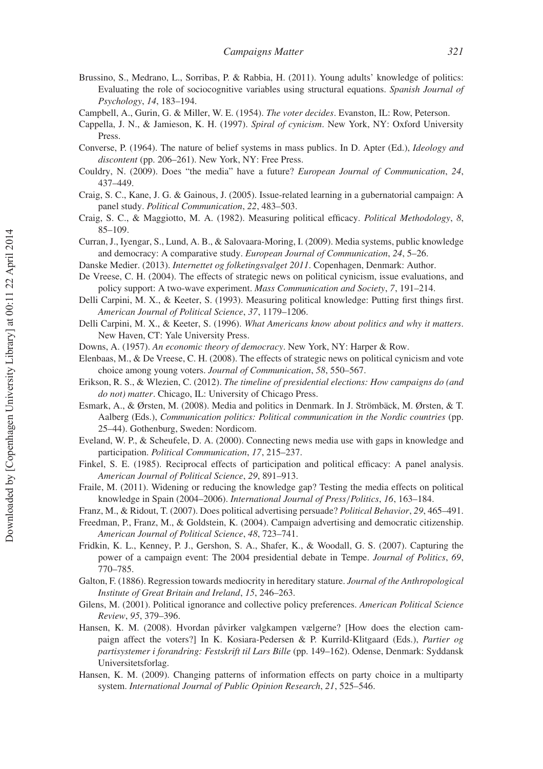Brussino, S., Medrano, L., Sorribas, P. & Rabbia, H. (2011). Young adults' knowledge of politics: Evaluating the role of sociocognitive variables using structural equations. *Spanish Journal of Psychology*, *14*, 183–194.

Campbell, A., Gurin, G. & Miller, W. E. (1954). *The voter decides*. Evanston, IL: Row, Peterson.

Cappella, J. N., & Jamieson, K. H. (1997). *Spiral of cynicism*. New York, NY: Oxford University Press.

Converse, P. (1964). The nature of belief systems in mass publics. In D. Apter (Ed.), *Ideology and discontent* (pp. 206–261). New York, NY: Free Press.

Couldry, N. (2009). Does "the media" have a future? *European Journal of Communication*, *24*, 437–449.

Craig, S. C., Kane, J. G. & Gainous, J. (2005). Issue-related learning in a gubernatorial campaign: A panel study. *Political Communication*, *22*, 483–503.

Craig, S. C., & Maggiotto, M. A. (1982). Measuring political efficacy. *Political Methodology*, *8*, 85–109.

Curran, J., Iyengar, S., Lund, A. B., & Salovaara-Moring, I. (2009). Media systems, public knowledge and democracy: A comparative study. *European Journal of Communication*, *24*, 5–26.

Danske Medier. (2013). *Internettet og folketingsvalget 2011*. Copenhagen, Denmark: Author.

De Vreese, C. H. (2004). The effects of strategic news on political cynicism, issue evaluations, and policy support: A two-wave experiment. *Mass Communication and Society*, *7*, 191–214.

Delli Carpini, M. X., & Keeter, S. (1993). Measuring political knowledge: Putting first things first. *American Journal of Political Science*, *37*, 1179–1206.

Delli Carpini, M. X., & Keeter, S. (1996). *What Americans know about politics and why it matters*. New Haven, CT: Yale University Press.

Downs, A. (1957). *An economic theory of democracy*. New York, NY: Harper & Row.

Elenbaas, M., & De Vreese, C. H. (2008). The effects of strategic news on political cynicism and vote choice among young voters. *Journal of Communication*, *58*, 550–567.

Erikson, R. S., & Wlezien, C. (2012). *The timeline of presidential elections: How campaigns do (and do not) matter*. Chicago, IL: University of Chicago Press.

Esmark, A., & Ørsten, M. (2008). Media and politics in Denmark. In J. Strömbäck, M. Ørsten, & T. Aalberg (Eds.), *Communication politics: Political communication in the Nordic countries* (pp. 25–44). Gothenburg, Sweden: Nordicom.

Eveland, W. P., & Scheufele, D. A. (2000). Connecting news media use with gaps in knowledge and participation. *Political Communication*, *17*, 215–237.

Finkel, S. E. (1985). Reciprocal effects of participation and political efficacy: A panel analysis. *American Journal of Political Science*, *29*, 891–913.

Fraile, M. (2011). Widening or reducing the knowledge gap? Testing the media effects on political knowledge in Spain (2004–2006). *International Journal of Press/Politics*, *16*, 163–184.

Franz, M., & Ridout, T. (2007). Does political advertising persuade? *Political Behavior*, *29*, 465–491.

Freedman, P., Franz, M., & Goldstein, K. (2004). Campaign advertising and democratic citizenship. *American Journal of Political Science*, *48*, 723–741.

Fridkin, K. L., Kenney, P. J., Gershon, S. A., Shafer, K., & Woodall, G. S. (2007). Capturing the power of a campaign event: The 2004 presidential debate in Tempe. *Journal of Politics*, *69*, 770–785.

Galton, F. (1886). Regression towards mediocrity in hereditary stature. *Journal of the Anthropological Institute of Great Britain and Ireland*, *15*, 246–263.

Gilens, M. (2001). Political ignorance and collective policy preferences. *American Political Science Review*, *95*, 379–396.

Hansen, K. M. (2008). Hvordan påvirker valgkampen vælgerne? [How does the election campaign affect the voters?] In K. Kosiara-Pedersen & P. Kurrild-Klitgaard (Eds.), *Partier og partisystemer i forandring: Festskrift til Lars Bille* (pp. 149–162). Odense, Denmark: Syddansk Universitetsforlag.

Hansen, K. M. (2009). Changing patterns of information effects on party choice in a multiparty system. *International Journal of Public Opinion Research*, *21*, 525–546.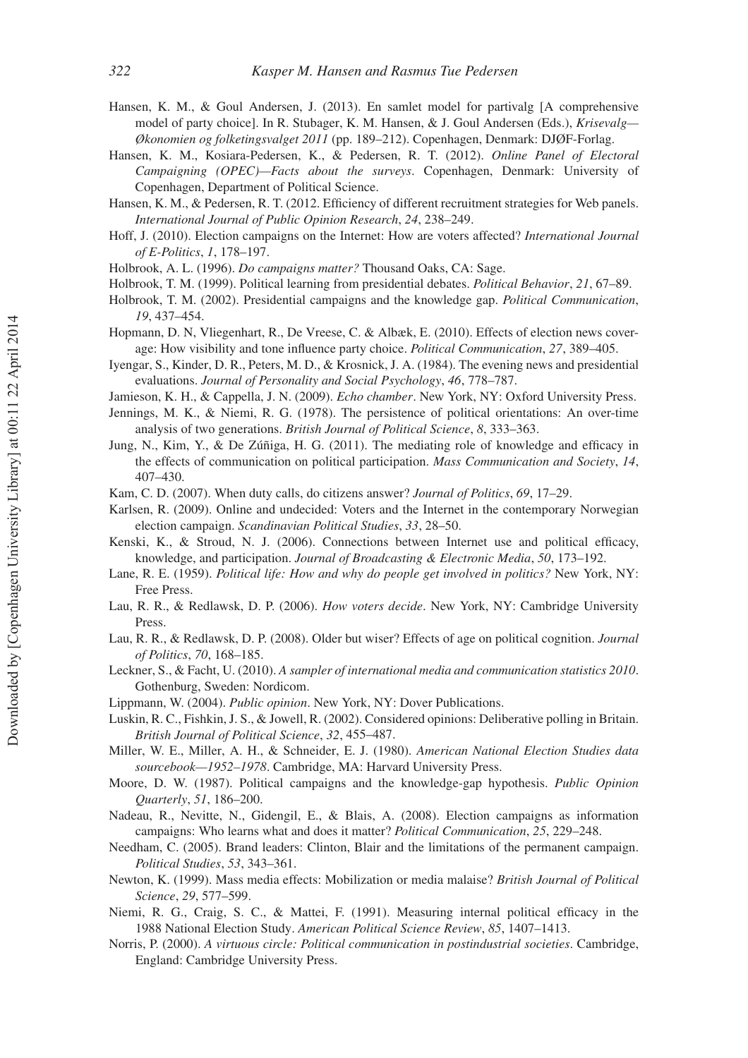Hansen, K. M., & Goul Andersen, J. (2013). En samlet model for partivalg [A comprehensive model of party choice]. In R. Stubager, K. M. Hansen, & J. Goul Andersen (Eds.), *Krisevalg—Økonomien og folketingsvalget 2011* (pp. 189–212). Copenhagen, Denmark: DJØF-Forlag.

Hansen, K. M., Kosiara-Pedersen, K., & Pedersen, R. T. (2012). *Online Panel of Electoral Campaigning (OPEC)—Facts about the surveys*. Copenhagen, Denmark: University of Copenhagen, Department of Political Science.

Hansen, K. M., & Pedersen, R. T. (2012. Efficiency of different recruitment strategies for Web panels. *International Journal of Public Opinion Research*, *24*, 238–249.

Hoff, J. (2010). Election campaigns on the Internet: How are voters affected? *International Journal of E-Politics*, *1*, 178–197.

Holbrook, A. L. (1996). *Do campaigns matter?* Thousand Oaks, CA: Sage.

Holbrook, T. M. (1999). Political learning from presidential debates. *Political Behavior*, *21*, 67–89.

Holbrook, T. M. (2002). Presidential campaigns and the knowledge gap. *Political Communication*, *19*, 437–454.

Hopmann, D. N, Vliegenhart, R., De Vreese, C. & Albæk, E. (2010). Effects of election news coverage: How visibility and tone influence party choice. *Political Communication*, *27*, 389–405.

Iyengar, S., Kinder, D. R., Peters, M. D., & Krosnick, J. A. (1984). The evening news and presidential evaluations. *Journal of Personality and Social Psychology*, *46*, 778–787.

Jamieson, K. H., & Cappella, J. N. (2009). *Echo chamber*. New York, NY: Oxford University Press.

Jennings, M. K., & Niemi, R. G. (1978). The persistence of political orientations: An over-time analysis of two generations. *British Journal of Political Science*, *8*, 333–363.

Jung, N., Kim, Y., & De Zúñiga, H. G. (2011). The mediating role of knowledge and efficacy in the effects of communication on political participation. *Mass Communication and Society*, *14*, 407–430.

Kam, C. D. (2007). When duty calls, do citizens answer? *Journal of Politics*, *69*, 17–29.

Karlsen, R. (2009). Online and undecided: Voters and the Internet in the contemporary Norwegian election campaign. *Scandinavian Political Studies*, *33*, 28–50.

Kenski, K., & Stroud, N. J. (2006). Connections between Internet use and political efficacy, knowledge, and participation. *Journal of Broadcasting & Electronic Media*, *50*, 173–192.

Lane, R. E. (1959). *Political life: How and why do people get involved in politics?* New York, NY: Free Press.

Lau, R. R., & Redlawsk, D. P. (2006). *How voters decide*. New York, NY: Cambridge University Press.

Lau, R. R., & Redlawsk, D. P. (2008). Older but wiser? Effects of age on political cognition. *Journal of Politics*, *70*, 168–185.

Leckner, S., & Facht, U. (2010). *A sampler of international media and communication statistics 2010*. Gothenburg, Sweden: Nordicom.

Lippmann, W. (2004). *Public opinion*. New York, NY: Dover Publications.

Luskin, R. C., Fishkin, J. S., & Jowell, R. (2002). Considered opinions: Deliberative polling in Britain. *British Journal of Political Science*, *32*, 455–487.

Miller, W. E., Miller, A. H., & Schneider, E. J. (1980). *American National Election Studies data sourcebook—1952–1978*. Cambridge, MA: Harvard University Press.

Moore, D. W. (1987). Political campaigns and the knowledge-gap hypothesis. *Public Opinion Quarterly*, *51*, 186–200.

Nadeau, R., Nevitte, N., Gidengil, E., & Blais, A. (2008). Election campaigns as information campaigns: Who learns what and does it matter? *Political Communication*, *25*, 229–248.

Needham, C. (2005). Brand leaders: Clinton, Blair and the limitations of the permanent campaign. *Political Studies*, *53*, 343–361.

Newton, K. (1999). Mass media effects: Mobilization or media malaise? *British Journal of Political Science*, *29*, 577–599.

Niemi, R. G., Craig, S. C., & Mattei, F. (1991). Measuring internal political efficacy in the 1988 National Election Study. *American Political Science Review*, *85*, 1407–1413.

Norris, P. (2000). *A virtuous circle: Political communication in postindustrial societies*. Cambridge, England: Cambridge University Press.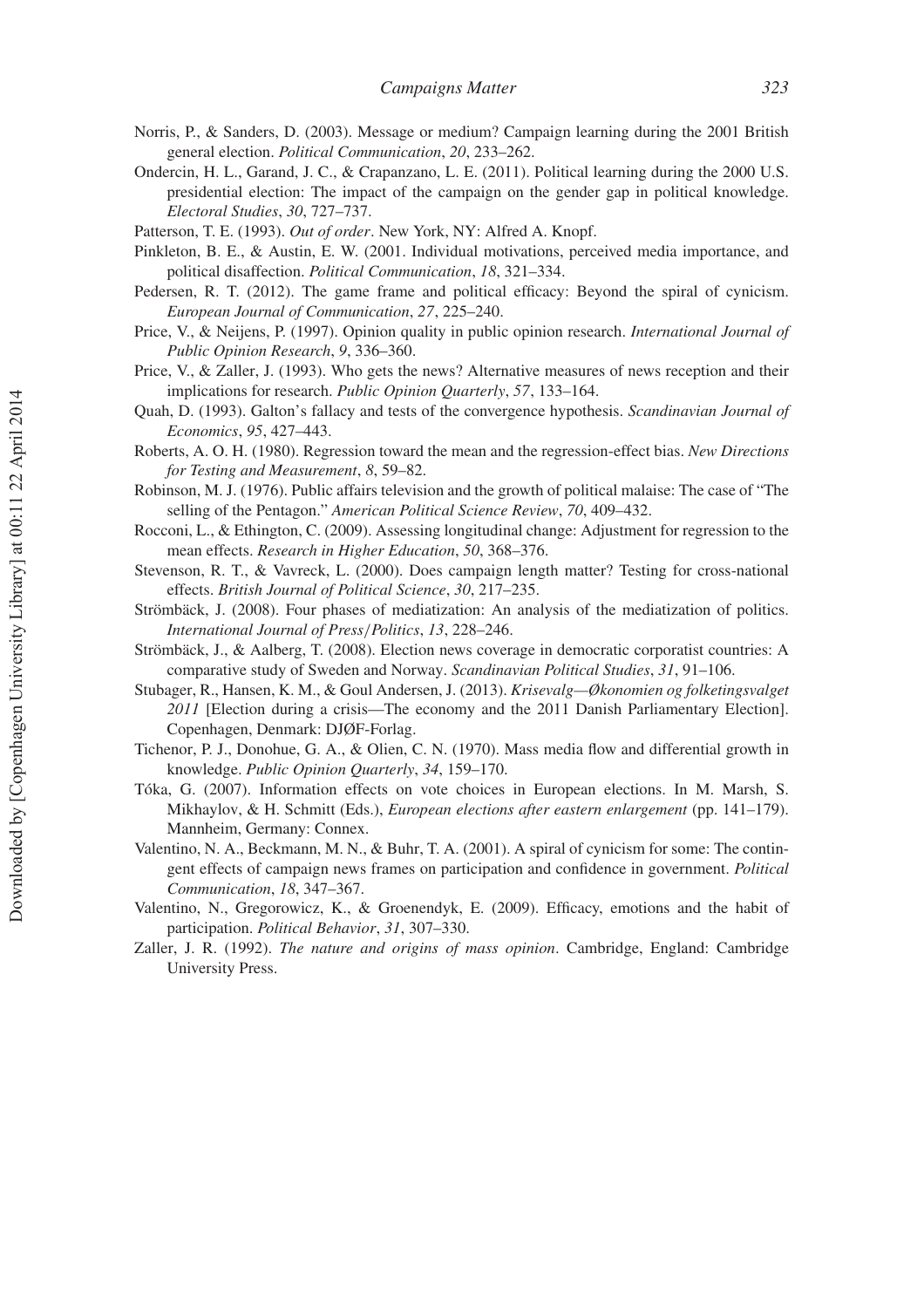Norris, P., & Sanders, D. (2003). Message or medium? Campaign learning during the 2001 British general election. *Political Communication*, *20*, 233–262.

Ondercin, H. L., Garand, J. C., & Crapanzano, L. E. (2011). Political learning during the 2000 U.S. presidential election: The impact of the campaign on the gender gap in political knowledge. *Electoral Studies*, *30*, 727–737.

Patterson, T. E. (1993). *Out of order*. New York, NY: Alfred A. Knopf.

Pinkleton, B. E., & Austin, E. W. (2001. Individual motivations, perceived media importance, and political disaffection. *Political Communication*, *18*, 321–334.

Pedersen, R. T. (2012). The game frame and political efficacy: Beyond the spiral of cynicism. *European Journal of Communication*, *27*, 225–240.

Price, V., & Neijens, P. (1997). Opinion quality in public opinion research. *International Journal of Public Opinion Research*, *9*, 336–360.

Price, V., & Zaller, J. (1993). Who gets the news? Alternative measures of news reception and their implications for research. *Public Opinion Quarterly*, *57*, 133–164.

Quah, D. (1993). Galton's fallacy and tests of the convergence hypothesis. *Scandinavian Journal of Economics*, *95*, 427–443.

Roberts, A. O. H. (1980). Regression toward the mean and the regression-effect bias. *New Directions for Testing and Measurement*, *8*, 59–82.

Robinson, M. J. (1976). Public affairs television and the growth of political malaise: The case of "The selling of the Pentagon." *American Political Science Review*, *70*, 409–432.

Rocconi, L., & Ethington, C. (2009). Assessing longitudinal change: Adjustment for regression to the mean effects. *Research in Higher Education*, *50*, 368–376.

Stevenson, R. T., & Vavreck, L. (2000). Does campaign length matter? Testing for cross-national effects. *British Journal of Political Science*, *30*, 217–235.

Strömbäck, J. (2008). Four phases of mediatization: An analysis of the mediatization of politics. *International Journal of Press/Politics*, *13*, 228–246.

Strömbäck, J., & Aalberg, T. (2008). Election news coverage in democratic corporatist countries: A comparative study of Sweden and Norway. *Scandinavian Political Studies*, *31*, 91–106.

Stubager, R., Hansen, K. M., & Goul Andersen, J. (2013). *Krisevalg—Økonomien og folketingsvalget 2011* [Election during a crisis—The economy and the 2011 Danish Parliamentary Election]. Copenhagen, Denmark: DJØF-Forlag.

Tichenor, P. J., Donohue, G. A., & Olien, C. N. (1970). Mass media flow and differential growth in knowledge. *Public Opinion Quarterly*, *34*, 159–170.

Tóka, G. (2007). Information effects on vote choices in European elections. In M. Marsh, S. Mikhaylov, & H. Schmitt (Eds.), *European elections after eastern enlargement* (pp. 141–179). Mannheim, Germany: Connex.

Valentino, N. A., Beckmann, M. N., & Buhr, T. A. (2001). A spiral of cynicism for some: The contingent effects of campaign news frames on participation and confidence in government. *Political Communication*, *18*, 347–367.

Valentino, N., Gregorowicz, K., & Groenendyk, E. (2009). Efficacy, emotions and the habit of participation. *Political Behavior*, *31*, 307–330.

Zaller, J. R. (1992). *The nature and origins of mass opinion*. Cambridge, England: Cambridge University Press.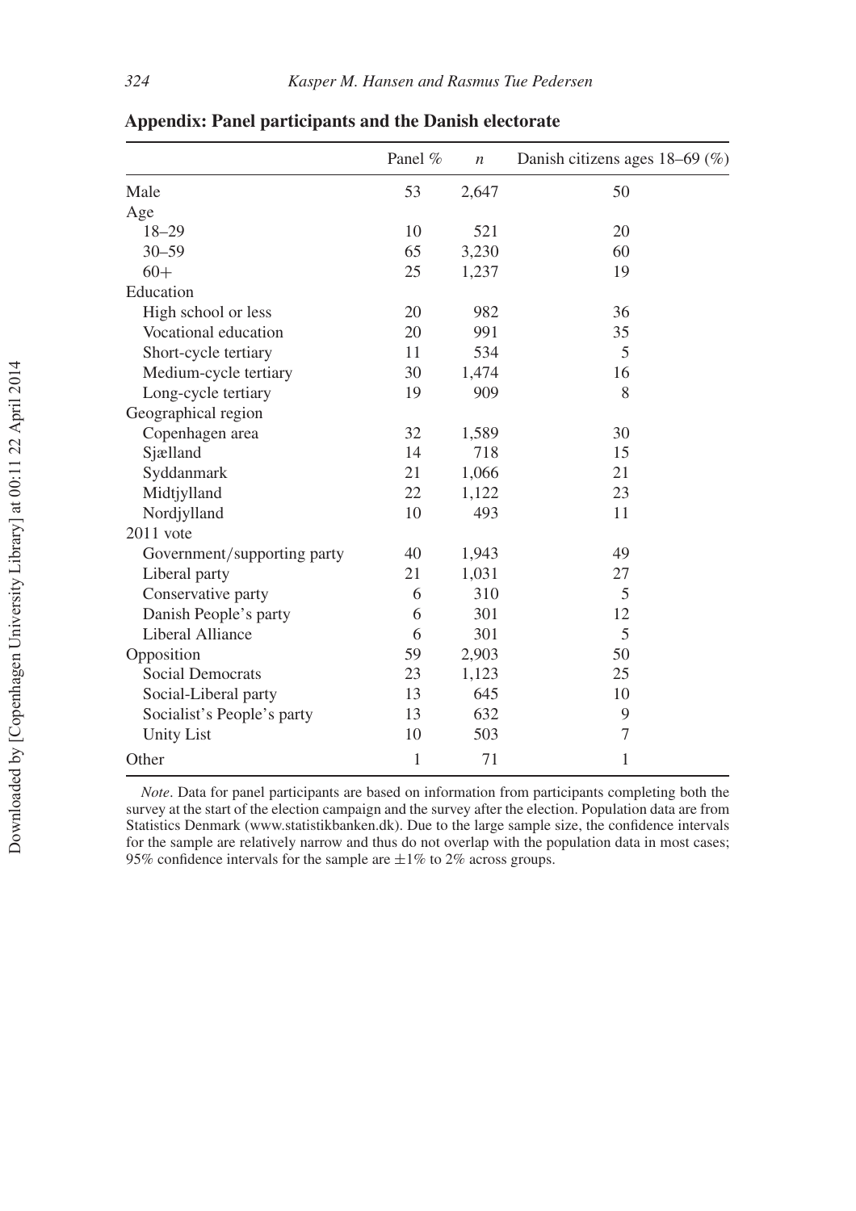## Appendix: Panel participants and the Danish electorate

| | Panel % | *n* | Danish citizens ages 18–69 (%) |
|---|---|---|---|
| Male | 53 | 2,647 | 50 |
| Age | | | |
| 18–29 | 10 | 521 | 20 |
| 30–59 | 65 | 3,230 | 60 |
| 60+ | 25 | 1,237 | 19 |
| Education | | | |
| High school or less | 20 | 982 | 36 |
| Vocational education | 20 | 991 | 35 |
| Short-cycle tertiary | 11 | 534 | 5 |
| Medium-cycle tertiary | 30 | 1,474 | 16 |
| Long-cycle tertiary | 19 | 909 | 8 |
| Geographical region | | | |
| Copenhagen area | 32 | 1,589 | 30 |
| Sjælland | 14 | 718 | 15 |
| Syddanmark | 21 | 1,066 | 21 |
| Midtjylland | 22 | 1,122 | 23 |
| Nordjylland | 10 | 493 | 11 |
| 2011 vote | | | |
| Government/supporting party | 40 | 1,943 | 49 |
| Liberal party | 21 | 1,031 | 27 |
| Conservative party | 6 | 310 | 5 |
| Danish People's party | 6 | 301 | 12 |
| Liberal Alliance | 6 | 301 | 5 |
| Opposition | 59 | 2,903 | 50 |
| Social Democrats | 23 | 1,123 | 25 |
| Social-Liberal party | 13 | 645 | 10 |
| Socialist's People's party | 13 | 632 | 9 |
| Unity List | 10 | 503 | 7 |
| Other | 1 | 71 | 1 |

*Note*. Data for panel participants are based on information from participants completing both the survey at the start of the election campaign and the survey after the election. Population data are from Statistics Denmark (www.statistikbanken.dk). Due to the large sample size, the confidence intervals for the sample are relatively narrow and thus do not overlap with the population data in most cases; 95% confidence intervals for the sample are ±1% to 2% across groups.